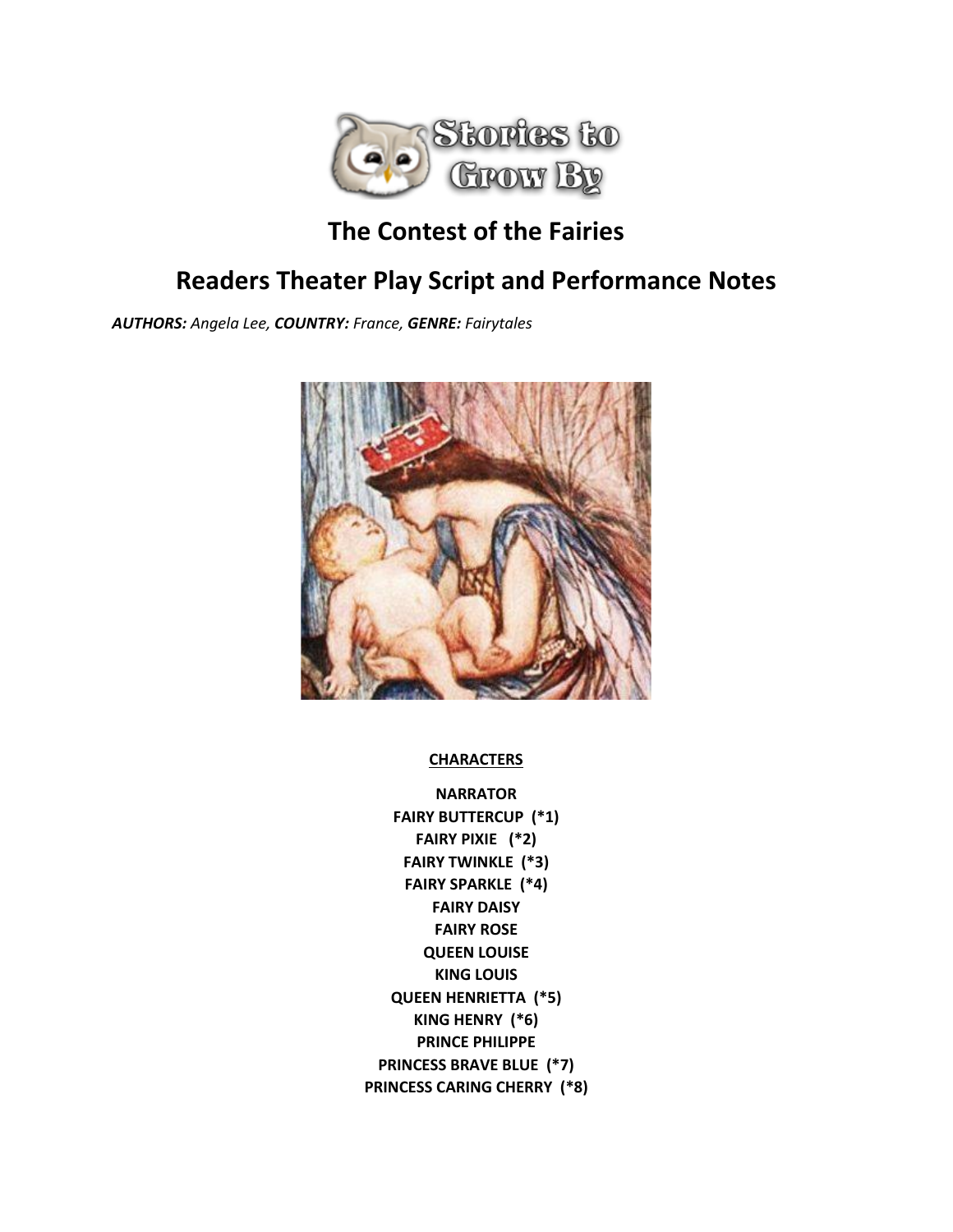Stories to Grow By

# The Contest of the Fairies

# Readers Theater Play Script and Performance Notes

***AUTHORS:*** *Angela Lee,* ***COUNTRY:*** *France,* ***GENRE:*** *Fairytales*

**CHARACTERS**

**NARRATOR**
**FAIRY BUTTERCUP (*1)**
**FAIRY PIXIE (*2)**
**FAIRY TWINKLE (*3)**
**FAIRY SPARKLE (*4)**
**FAIRY DAISY**
**FAIRY ROSE**
**QUEEN LOUISE**
**KING LOUIS**
**QUEEN HENRIETTA (*5)**
**KING HENRY (*6)**
**PRINCE PHILIPPE**
**PRINCESS BRAVE BLUE (*7)**
**PRINCESS CARING CHERRY (*8)**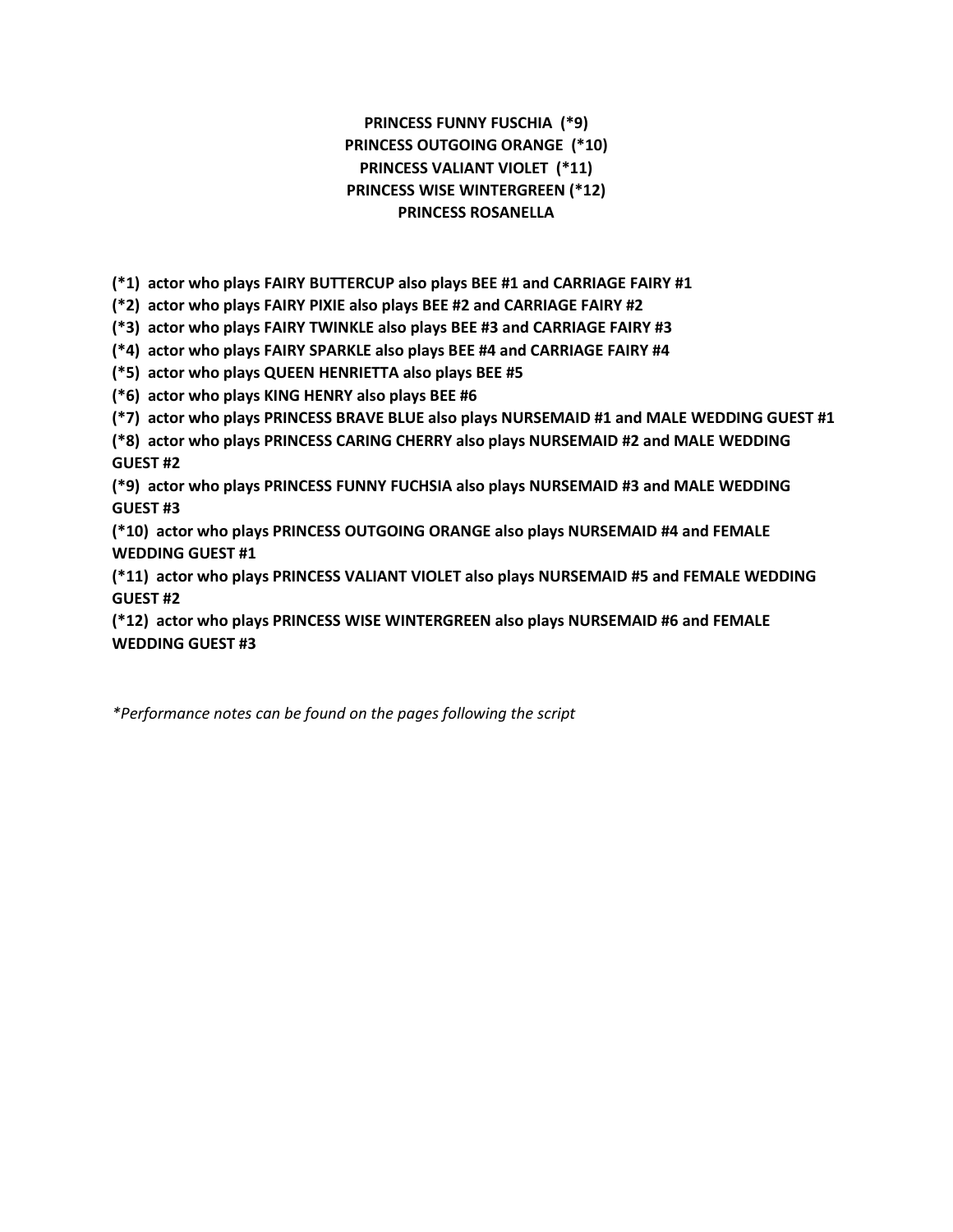**PRINCESS FUNNY FUSCHIA (*9)**
**PRINCESS OUTGOING ORANGE (*10)**
**PRINCESS VALIANT VIOLET (*11)**
**PRINCESS WISE WINTERGREEN (*12)**
**PRINCESS ROSANELLA**

**(*1) actor who plays FAIRY BUTTERCUP also plays BEE #1 and CARRIAGE FAIRY #1**

**(*2) actor who plays FAIRY PIXIE also plays BEE #2 and CARRIAGE FAIRY #2**

**(*3) actor who plays FAIRY TWINKLE also plays BEE #3 and CARRIAGE FAIRY #3**

**(*4) actor who plays FAIRY SPARKLE also plays BEE #4 and CARRIAGE FAIRY #4**

**(*5) actor who plays QUEEN HENRIETTA also plays BEE #5**

**(*6) actor who plays KING HENRY also plays BEE #6**

**(*7) actor who plays PRINCESS BRAVE BLUE also plays NURSEMAID #1 and MALE WEDDING GUEST #1**

**(*8) actor who plays PRINCESS CARING CHERRY also plays NURSEMAID #2 and MALE WEDDING GUEST #2**

**(*9) actor who plays PRINCESS FUNNY FUCHSIA also plays NURSEMAID #3 and MALE WEDDING GUEST #3**

**(*10) actor who plays PRINCESS OUTGOING ORANGE also plays NURSEMAID #4 and FEMALE WEDDING GUEST #1**

**(*11) actor who plays PRINCESS VALIANT VIOLET also plays NURSEMAID #5 and FEMALE WEDDING GUEST #2**

**(*12) actor who plays PRINCESS WISE WINTERGREEN also plays NURSEMAID #6 and FEMALE WEDDING GUEST #3**

*\*Performance notes can be found on the pages following the script*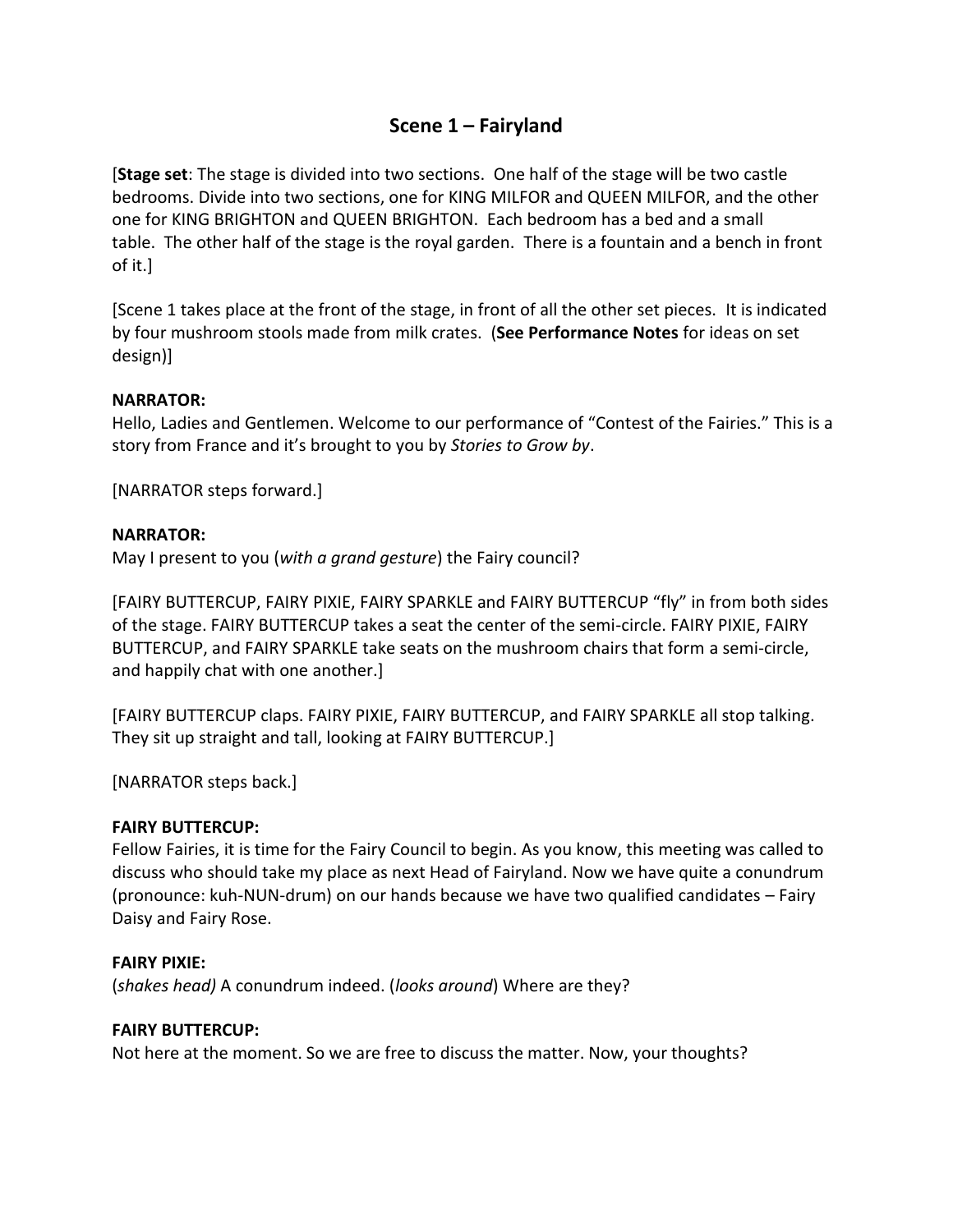## Scene 1 – Fairyland

[**Stage set**: The stage is divided into two sections. One half of the stage will be two castle bedrooms. Divide into two sections, one for KING MILFOR and QUEEN MILFOR, and the other one for KING BRIGHTON and QUEEN BRIGHTON. Each bedroom has a bed and a small table. The other half of the stage is the royal garden. There is a fountain and a bench in front of it.]

[Scene 1 takes place at the front of the stage, in front of all the other set pieces. It is indicated by four mushroom stools made from milk crates. (**See Performance Notes** for ideas on set design)]

**NARRATOR:**
Hello, Ladies and Gentlemen. Welcome to our performance of "Contest of the Fairies." This is a story from France and it's brought to you by *Stories to Grow by*.

[NARRATOR steps forward.]

**NARRATOR:**
May I present to you (*with a grand gesture*) the Fairy council?

[FAIRY BUTTERCUP, FAIRY PIXIE, FAIRY SPARKLE and FAIRY BUTTERCUP "fly" in from both sides of the stage. FAIRY BUTTERCUP takes a seat the center of the semi-circle. FAIRY PIXIE, FAIRY BUTTERCUP, and FAIRY SPARKLE take seats on the mushroom chairs that form a semi-circle, and happily chat with one another.]

[FAIRY BUTTERCUP claps. FAIRY PIXIE, FAIRY BUTTERCUP, and FAIRY SPARKLE all stop talking. They sit up straight and tall, looking at FAIRY BUTTERCUP.]

[NARRATOR steps back.]

**FAIRY BUTTERCUP:**
Fellow Fairies, it is time for the Fairy Council to begin. As you know, this meeting was called to discuss who should take my place as next Head of Fairyland. Now we have quite a conundrum (pronounce: kuh-NUN-drum) on our hands because we have two qualified candidates – Fairy Daisy and Fairy Rose.

**FAIRY PIXIE:**
(*shakes head)* A conundrum indeed. (*looks around*) Where are they?

**FAIRY BUTTERCUP:**
Not here at the moment. So we are free to discuss the matter. Now, your thoughts?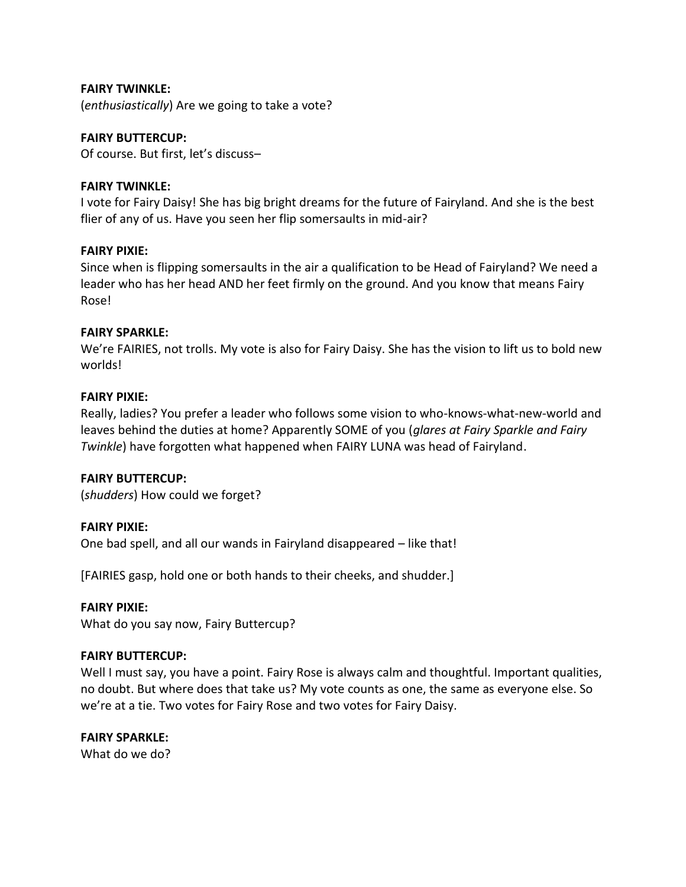**FAIRY TWINKLE:**
(*enthusiastically*) Are we going to take a vote?

**FAIRY BUTTERCUP:**
Of course. But first, let's discuss–

**FAIRY TWINKLE:**
I vote for Fairy Daisy! She has big bright dreams for the future of Fairyland. And she is the best flier of any of us. Have you seen her flip somersaults in mid-air?

**FAIRY PIXIE:**
Since when is flipping somersaults in the air a qualification to be Head of Fairyland? We need a leader who has her head AND her feet firmly on the ground. And you know that means Fairy Rose!

**FAIRY SPARKLE:**
We're FAIRIES, not trolls. My vote is also for Fairy Daisy. She has the vision to lift us to bold new worlds!

**FAIRY PIXIE:**
Really, ladies? You prefer a leader who follows some vision to who-knows-what-new-world and leaves behind the duties at home? Apparently SOME of you (*glares at Fairy Sparkle and Fairy Twinkle*) have forgotten what happened when FAIRY LUNA was head of Fairyland.

**FAIRY BUTTERCUP:**
(*shudders*) How could we forget?

**FAIRY PIXIE:**
One bad spell, and all our wands in Fairyland disappeared – like that!

[FAIRIES gasp, hold one or both hands to their cheeks, and shudder.]

**FAIRY PIXIE:**
What do you say now, Fairy Buttercup?

**FAIRY BUTTERCUP:**
Well I must say, you have a point. Fairy Rose is always calm and thoughtful. Important qualities, no doubt. But where does that take us? My vote counts as one, the same as everyone else. So we're at a tie. Two votes for Fairy Rose and two votes for Fairy Daisy.

**FAIRY SPARKLE:**
What do we do?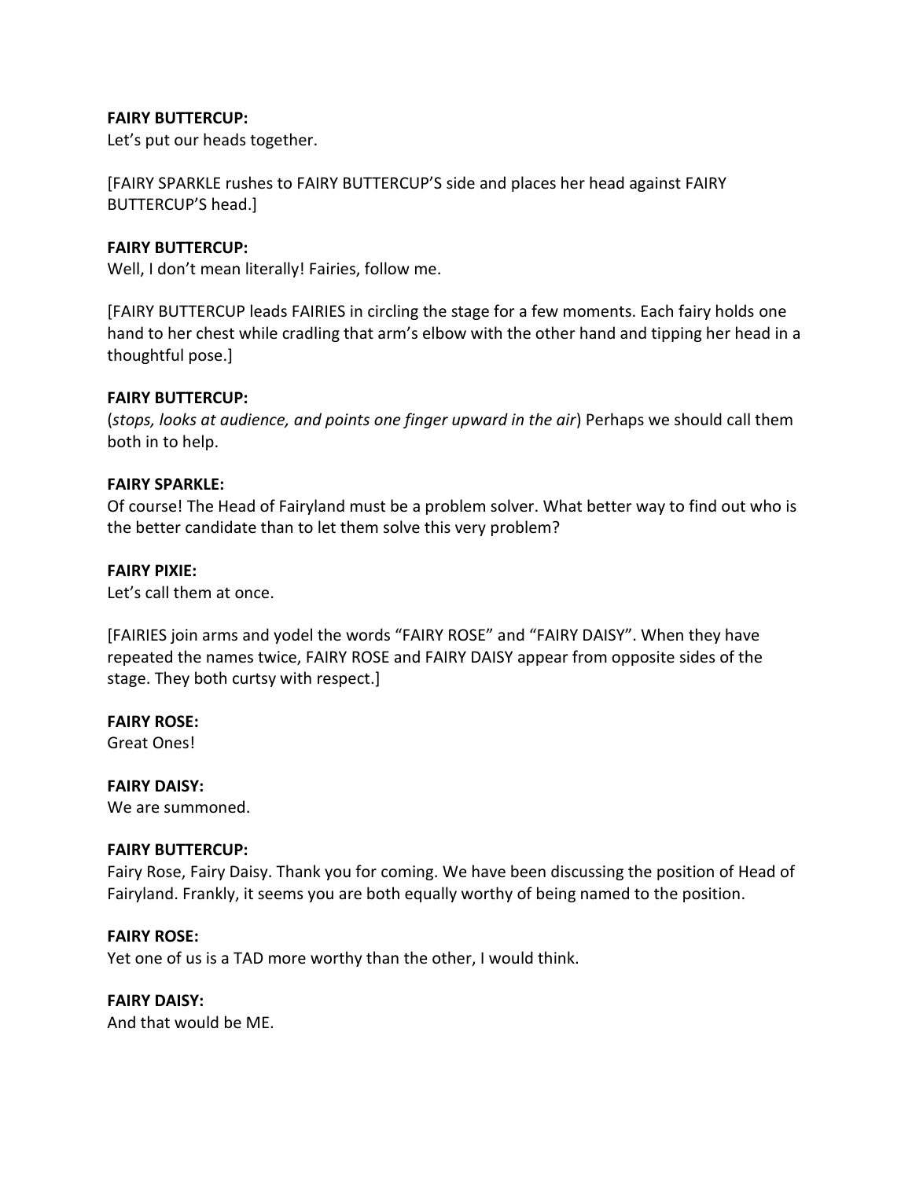**FAIRY BUTTERCUP:**
Let's put our heads together.

[FAIRY SPARKLE rushes to FAIRY BUTTERCUP'S side and places her head against FAIRY BUTTERCUP'S head.]

**FAIRY BUTTERCUP:**
Well, I don't mean literally! Fairies, follow me.

[FAIRY BUTTERCUP leads FAIRIES in circling the stage for a few moments. Each fairy holds one hand to her chest while cradling that arm's elbow with the other hand and tipping her head in a thoughtful pose.]

**FAIRY BUTTERCUP:**
(*stops, looks at audience, and points one finger upward in the air*) Perhaps we should call them both in to help.

**FAIRY SPARKLE:**
Of course! The Head of Fairyland must be a problem solver. What better way to find out who is the better candidate than to let them solve this very problem?

**FAIRY PIXIE:**
Let's call them at once.

[FAIRIES join arms and yodel the words "FAIRY ROSE" and "FAIRY DAISY". When they have repeated the names twice, FAIRY ROSE and FAIRY DAISY appear from opposite sides of the stage. They both curtsy with respect.]

**FAIRY ROSE:**
Great Ones!

**FAIRY DAISY:**
We are summoned.

**FAIRY BUTTERCUP:**
Fairy Rose, Fairy Daisy. Thank you for coming. We have been discussing the position of Head of Fairyland. Frankly, it seems you are both equally worthy of being named to the position.

**FAIRY ROSE:**
Yet one of us is a TAD more worthy than the other, I would think.

**FAIRY DAISY:**
And that would be ME.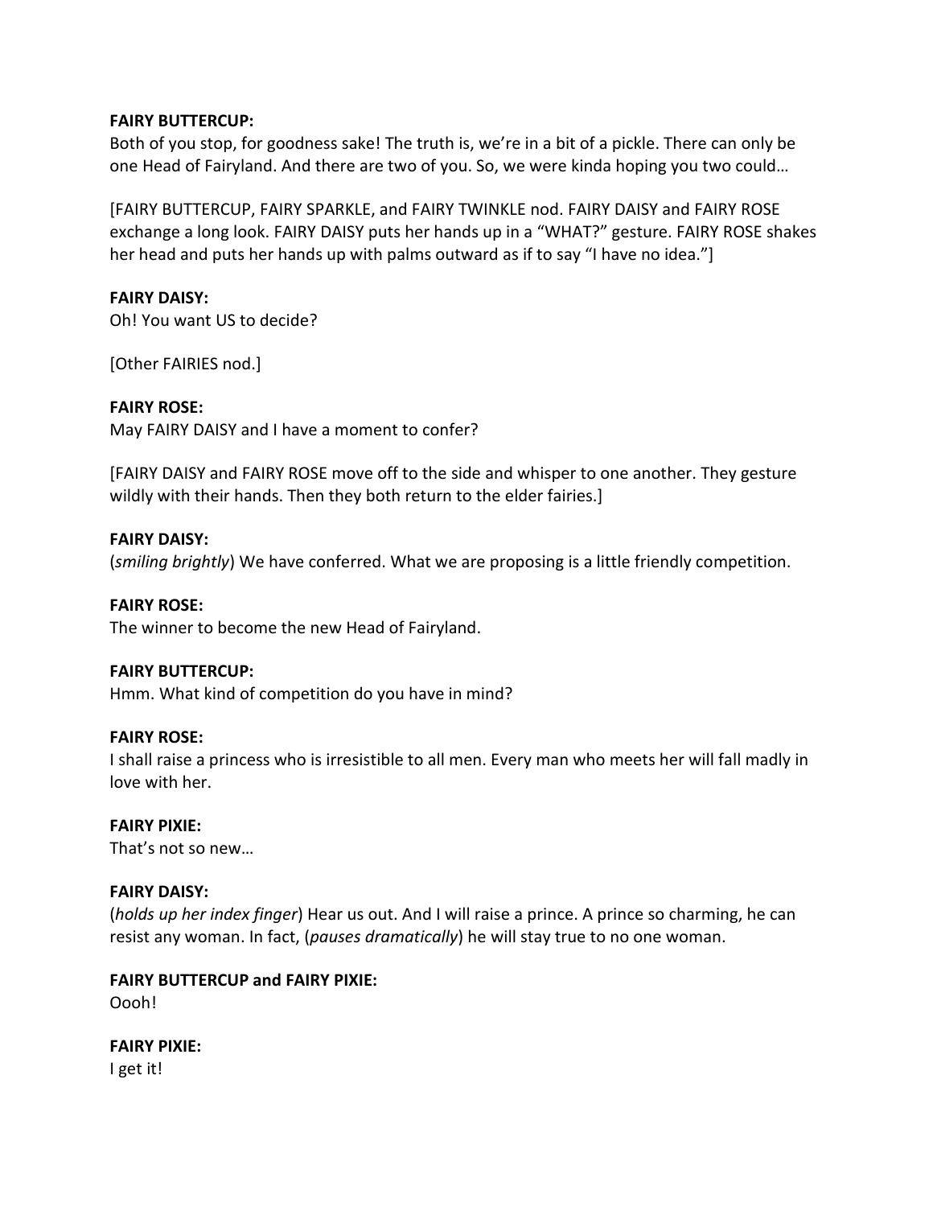**FAIRY BUTTERCUP:**
Both of you stop, for goodness sake! The truth is, we're in a bit of a pickle. There can only be one Head of Fairyland. And there are two of you. So, we were kinda hoping you two could…

[FAIRY BUTTERCUP, FAIRY SPARKLE, and FAIRY TWINKLE nod. FAIRY DAISY and FAIRY ROSE exchange a long look. FAIRY DAISY puts her hands up in a "WHAT?" gesture. FAIRY ROSE shakes her head and puts her hands up with palms outward as if to say "I have no idea."]

**FAIRY DAISY:**
Oh! You want US to decide?

[Other FAIRIES nod.]

**FAIRY ROSE:**
May FAIRY DAISY and I have a moment to confer?

[FAIRY DAISY and FAIRY ROSE move off to the side and whisper to one another. They gesture wildly with their hands. Then they both return to the elder fairies.]

**FAIRY DAISY:**
(*smiling brightly*) We have conferred. What we are proposing is a little friendly competition.

**FAIRY ROSE:**
The winner to become the new Head of Fairyland.

**FAIRY BUTTERCUP:**
Hmm. What kind of competition do you have in mind?

**FAIRY ROSE:**
I shall raise a princess who is irresistible to all men. Every man who meets her will fall madly in love with her.

**FAIRY PIXIE:**
That's not so new…

**FAIRY DAISY:**
(*holds up her index finger*) Hear us out. And I will raise a prince. A prince so charming, he can resist any woman. In fact, (*pauses dramatically*) he will stay true to no one woman.

**FAIRY BUTTERCUP and FAIRY PIXIE:**
Oooh!

**FAIRY PIXIE:**
I get it!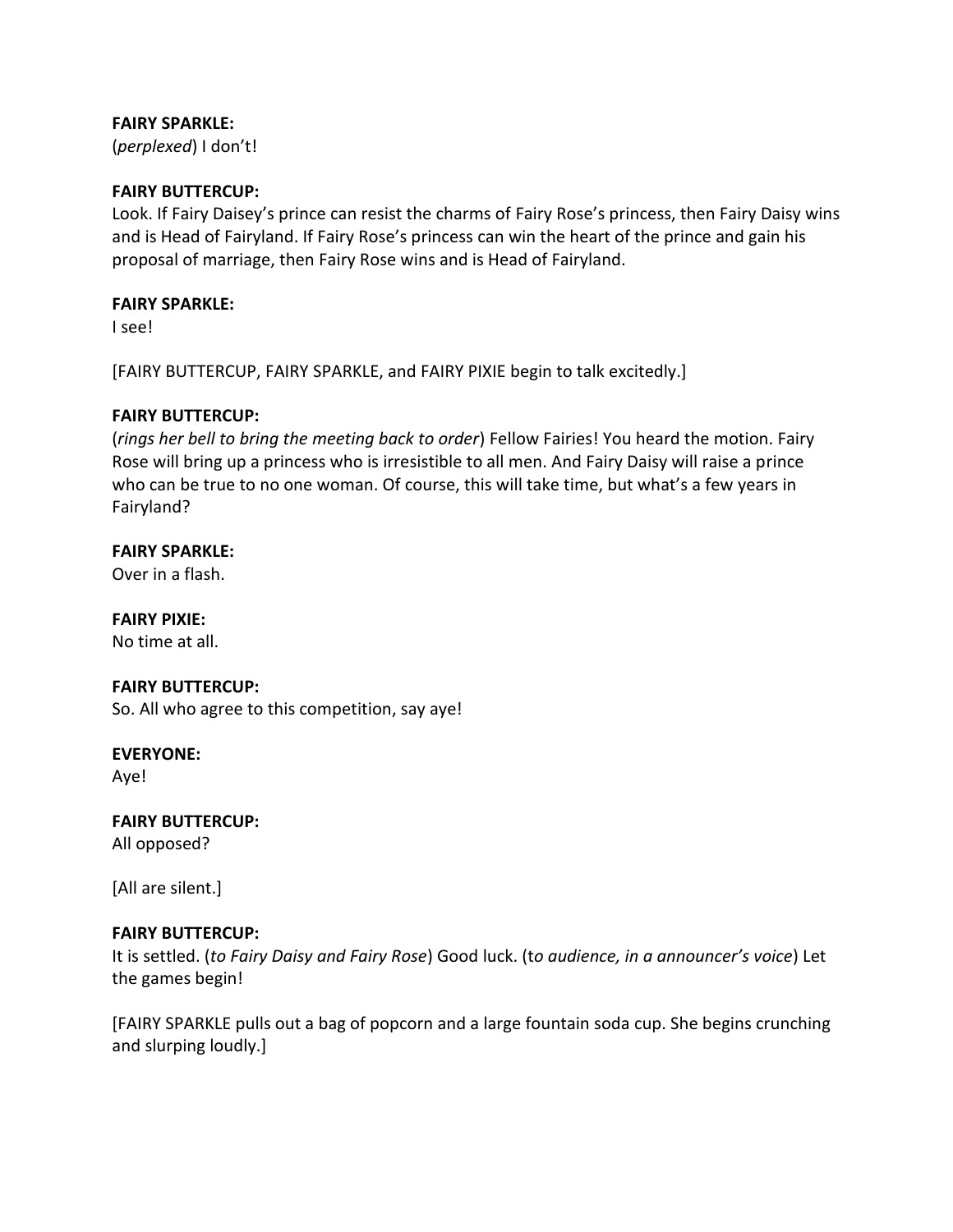**FAIRY SPARKLE:**
(*perplexed*) I don't!

**FAIRY BUTTERCUP:**
Look. If Fairy Daisey's prince can resist the charms of Fairy Rose's princess, then Fairy Daisy wins and is Head of Fairyland. If Fairy Rose's princess can win the heart of the prince and gain his proposal of marriage, then Fairy Rose wins and is Head of Fairyland.

**FAIRY SPARKLE:**
I see!

[FAIRY BUTTERCUP, FAIRY SPARKLE, and FAIRY PIXIE begin to talk excitedly.]

**FAIRY BUTTERCUP:**
(*rings her bell to bring the meeting back to order*) Fellow Fairies! You heard the motion. Fairy Rose will bring up a princess who is irresistible to all men. And Fairy Daisy will raise a prince who can be true to no one woman. Of course, this will take time, but what's a few years in Fairyland?

**FAIRY SPARKLE:**
Over in a flash.

**FAIRY PIXIE:**
No time at all.

**FAIRY BUTTERCUP:**
So. All who agree to this competition, say aye!

**EVERYONE:**
Aye!

**FAIRY BUTTERCUP:**
All opposed?

[All are silent.]

**FAIRY BUTTERCUP:**
It is settled. (*to Fairy Daisy and Fairy Rose*) Good luck. (t*o audience, in a announcer's voice*) Let the games begin!

[FAIRY SPARKLE pulls out a bag of popcorn and a large fountain soda cup. She begins crunching and slurping loudly.]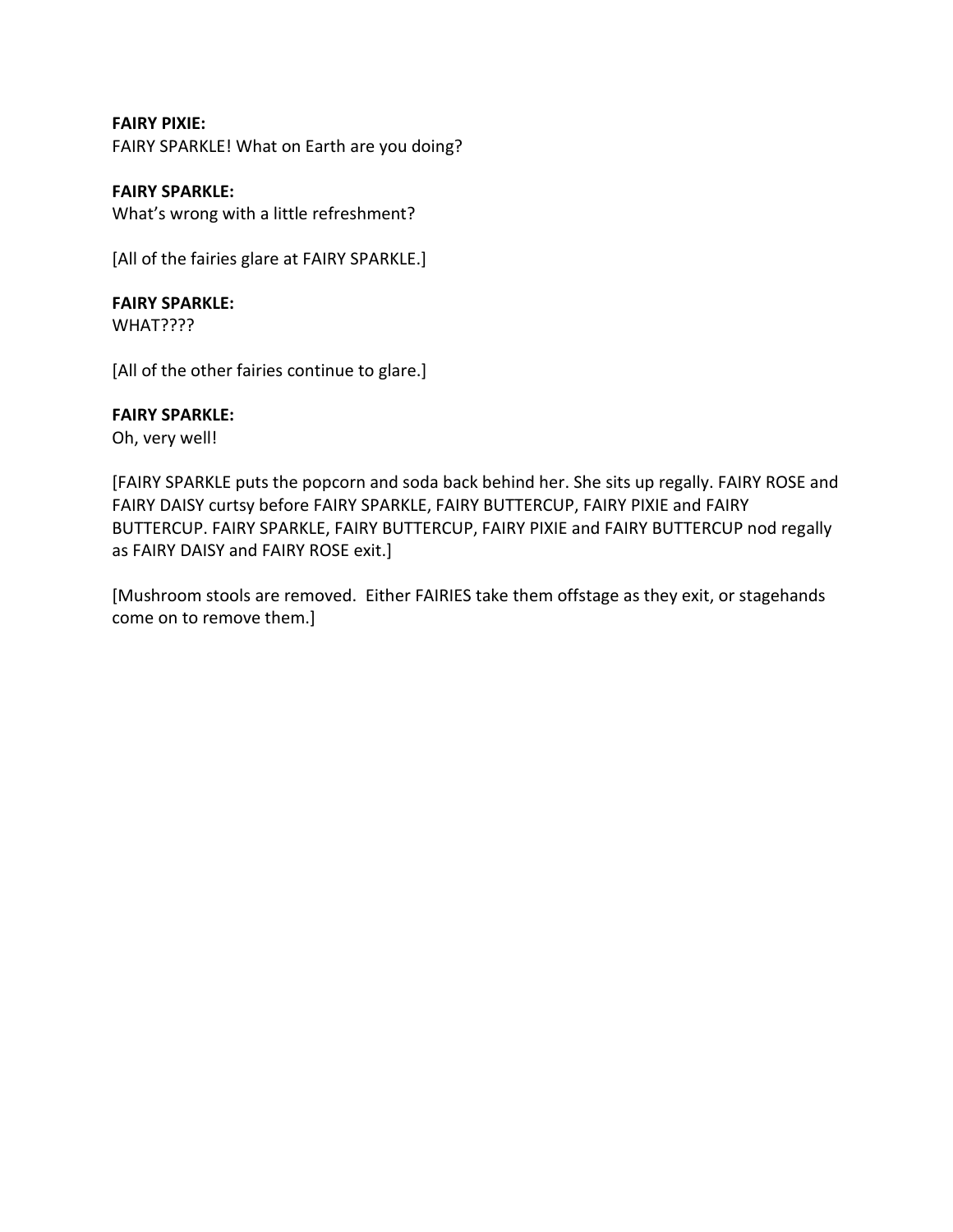**FAIRY PIXIE:**
FAIRY SPARKLE! What on Earth are you doing?

**FAIRY SPARKLE:**
What's wrong with a little refreshment?

[All of the fairies glare at FAIRY SPARKLE.]

**FAIRY SPARKLE:**
WHAT????

[All of the other fairies continue to glare.]

**FAIRY SPARKLE:**
Oh, very well!

[FAIRY SPARKLE puts the popcorn and soda back behind her. She sits up regally. FAIRY ROSE and FAIRY DAISY curtsy before FAIRY SPARKLE, FAIRY BUTTERCUP, FAIRY PIXIE and FAIRY BUTTERCUP. FAIRY SPARKLE, FAIRY BUTTERCUP, FAIRY PIXIE and FAIRY BUTTERCUP nod regally as FAIRY DAISY and FAIRY ROSE exit.]

[Mushroom stools are removed. Either FAIRIES take them offstage as they exit, or stagehands come on to remove them.]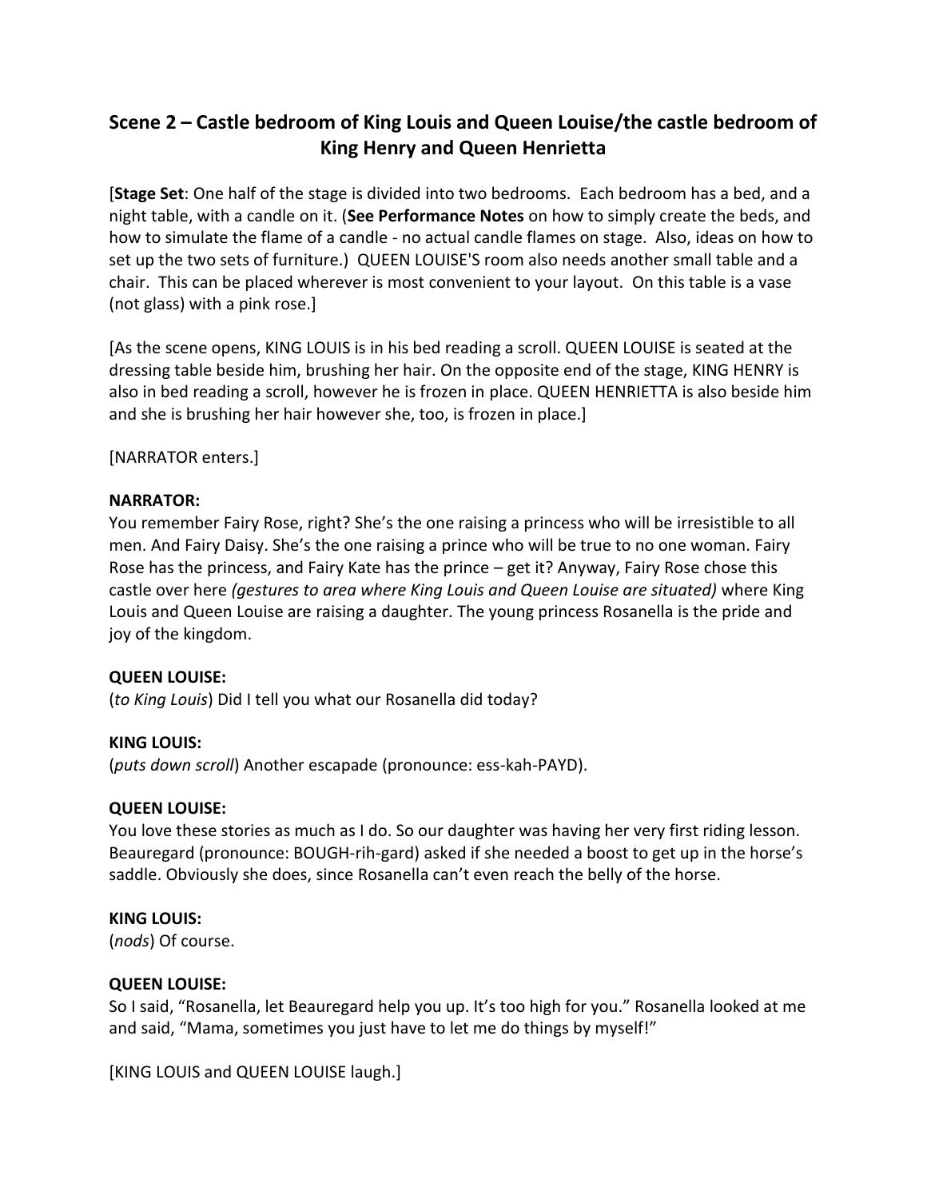## Scene 2 – Castle bedroom of King Louis and Queen Louise/the castle bedroom of King Henry and Queen Henrietta

[**Stage Set**: One half of the stage is divided into two bedrooms. Each bedroom has a bed, and a night table, with a candle on it. (**See Performance Notes** on how to simply create the beds, and how to simulate the flame of a candle - no actual candle flames on stage. Also, ideas on how to set up the two sets of furniture.) QUEEN LOUISE'S room also needs another small table and a chair. This can be placed wherever is most convenient to your layout. On this table is a vase (not glass) with a pink rose.]

[As the scene opens, KING LOUIS is in his bed reading a scroll. QUEEN LOUISE is seated at the dressing table beside him, brushing her hair. On the opposite end of the stage, KING HENRY is also in bed reading a scroll, however he is frozen in place. QUEEN HENRIETTA is also beside him and she is brushing her hair however she, too, is frozen in place.]

[NARRATOR enters.]

**NARRATOR:**
You remember Fairy Rose, right? She's the one raising a princess who will be irresistible to all men. And Fairy Daisy. She's the one raising a prince who will be true to no one woman. Fairy Rose has the princess, and Fairy Kate has the prince – get it? Anyway, Fairy Rose chose this castle over here *(gestures to area where King Louis and Queen Louise are situated)* where King Louis and Queen Louise are raising a daughter. The young princess Rosanella is the pride and joy of the kingdom.

**QUEEN LOUISE:**
(*to King Louis*) Did I tell you what our Rosanella did today?

**KING LOUIS:**
(*puts down scroll*) Another escapade (pronounce: ess-kah-PAYD).

**QUEEN LOUISE:**
You love these stories as much as I do. So our daughter was having her very first riding lesson. Beauregard (pronounce: BOUGH-rih-gard) asked if she needed a boost to get up in the horse's saddle. Obviously she does, since Rosanella can't even reach the belly of the horse.

**KING LOUIS:**
(*nods*) Of course.

**QUEEN LOUISE:**
So I said, "Rosanella, let Beauregard help you up. It's too high for you." Rosanella looked at me and said, "Mama, sometimes you just have to let me do things by myself!"

[KING LOUIS and QUEEN LOUISE laugh.]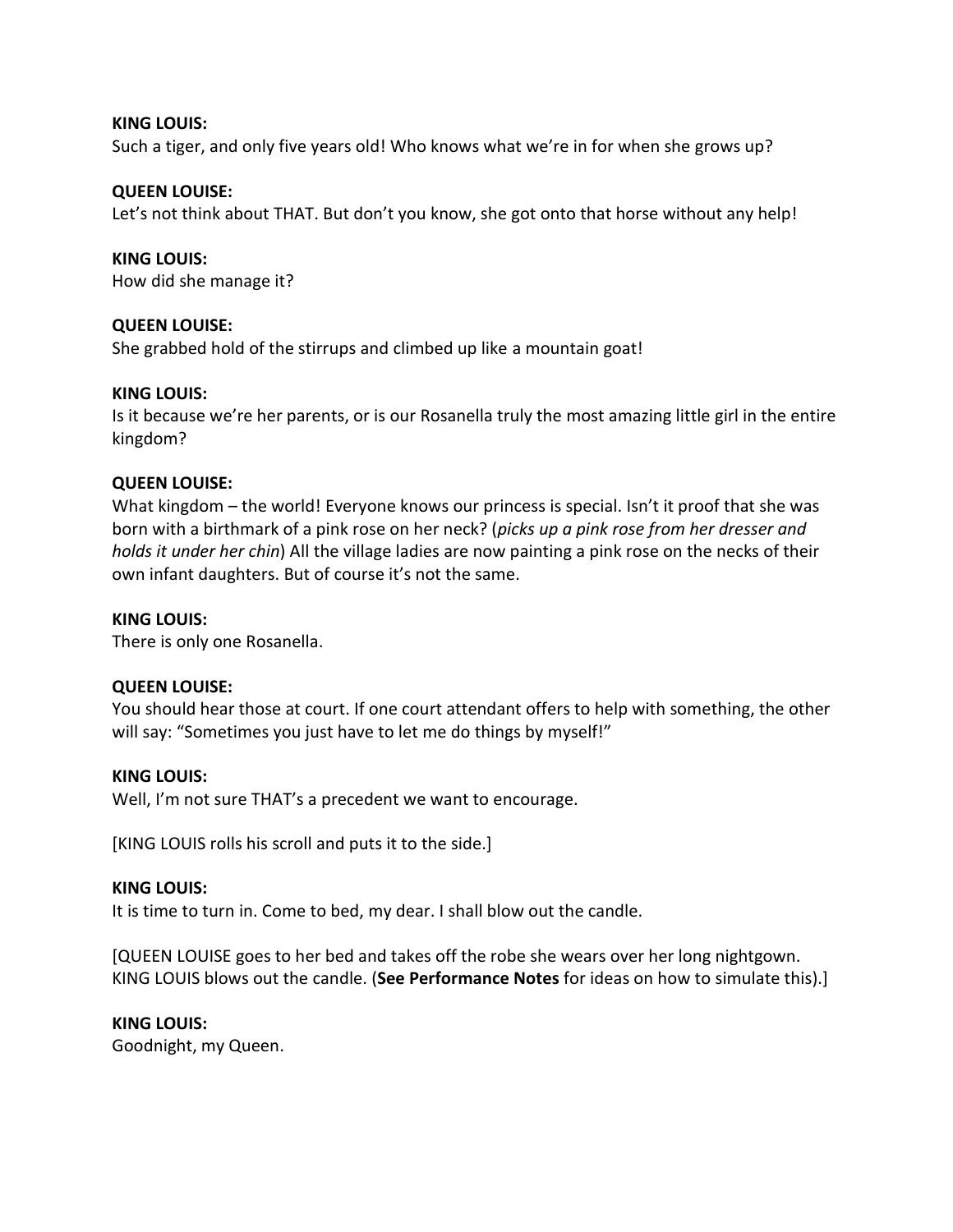**KING LOUIS:**
Such a tiger, and only five years old! Who knows what we're in for when she grows up?

**QUEEN LOUISE:**
Let's not think about THAT. But don't you know, she got onto that horse without any help!

**KING LOUIS:**
How did she manage it?

**QUEEN LOUISE:**
She grabbed hold of the stirrups and climbed up like a mountain goat!

**KING LOUIS:**
Is it because we're her parents, or is our Rosanella truly the most amazing little girl in the entire kingdom?

**QUEEN LOUISE:**
What kingdom – the world! Everyone knows our princess is special. Isn't it proof that she was born with a birthmark of a pink rose on her neck? (*picks up a pink rose from her dresser and holds it under her chin*) All the village ladies are now painting a pink rose on the necks of their own infant daughters. But of course it's not the same.

**KING LOUIS:**
There is only one Rosanella.

**QUEEN LOUISE:**
You should hear those at court. If one court attendant offers to help with something, the other will say: "Sometimes you just have to let me do things by myself!"

**KING LOUIS:**
Well, I'm not sure THAT's a precedent we want to encourage.

[KING LOUIS rolls his scroll and puts it to the side.]

**KING LOUIS:**
It is time to turn in. Come to bed, my dear. I shall blow out the candle.

[QUEEN LOUISE goes to her bed and takes off the robe she wears over her long nightgown. KING LOUIS blows out the candle. (**See Performance Notes** for ideas on how to simulate this).]

**KING LOUIS:**
Goodnight, my Queen.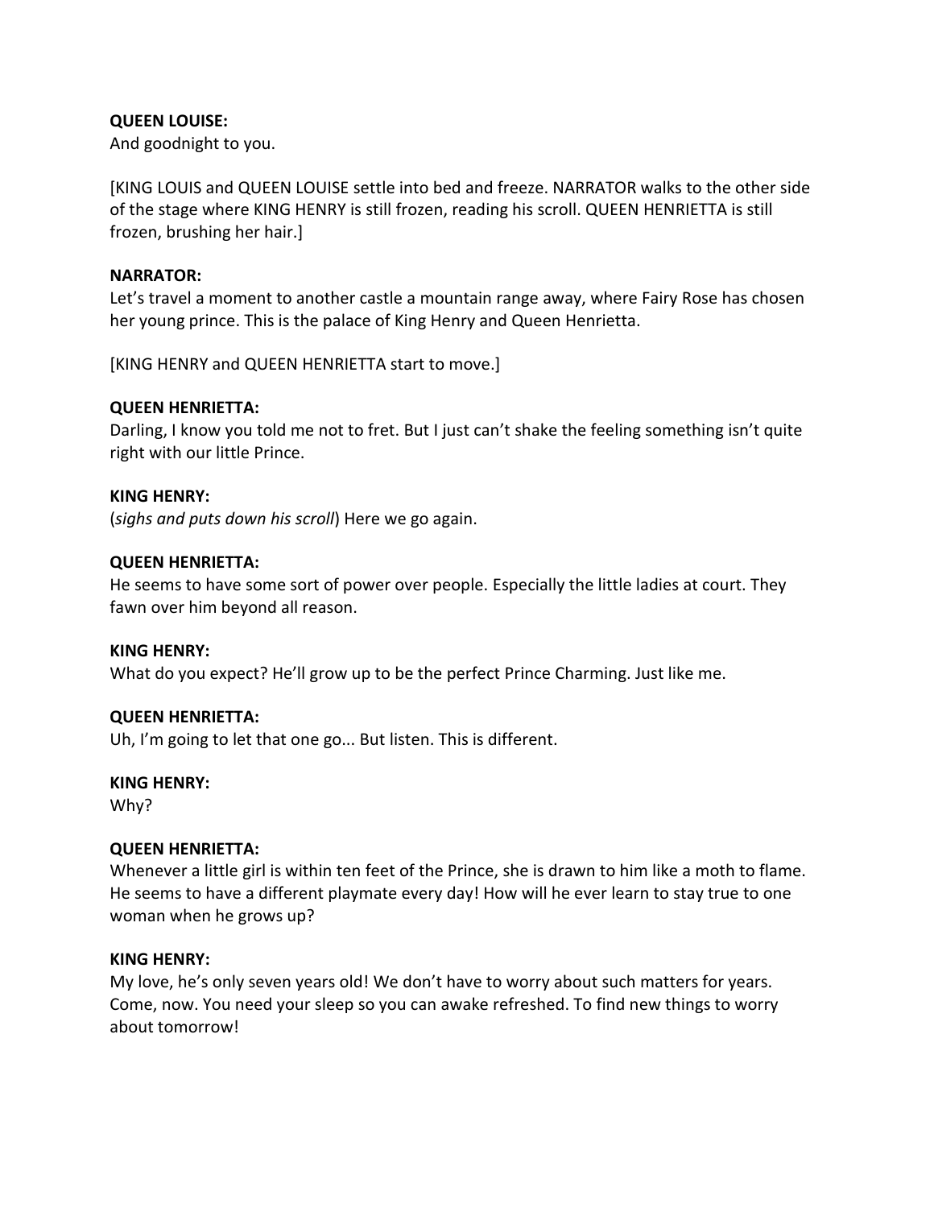**QUEEN LOUISE:**
And goodnight to you.

[KING LOUIS and QUEEN LOUISE settle into bed and freeze. NARRATOR walks to the other side of the stage where KING HENRY is still frozen, reading his scroll. QUEEN HENRIETTA is still frozen, brushing her hair.]

**NARRATOR:**
Let's travel a moment to another castle a mountain range away, where Fairy Rose has chosen her young prince. This is the palace of King Henry and Queen Henrietta.

[KING HENRY and QUEEN HENRIETTA start to move.]

**QUEEN HENRIETTA:**
Darling, I know you told me not to fret. But I just can't shake the feeling something isn't quite right with our little Prince.

**KING HENRY:**
(*sighs and puts down his scroll*) Here we go again.

**QUEEN HENRIETTA:**
He seems to have some sort of power over people. Especially the little ladies at court. They fawn over him beyond all reason.

**KING HENRY:**
What do you expect? He'll grow up to be the perfect Prince Charming. Just like me.

**QUEEN HENRIETTA:**
Uh, I'm going to let that one go... But listen. This is different.

**KING HENRY:**
Why?

**QUEEN HENRIETTA:**
Whenever a little girl is within ten feet of the Prince, she is drawn to him like a moth to flame. He seems to have a different playmate every day! How will he ever learn to stay true to one woman when he grows up?

**KING HENRY:**
My love, he's only seven years old! We don't have to worry about such matters for years. Come, now. You need your sleep so you can awake refreshed. To find new things to worry about tomorrow!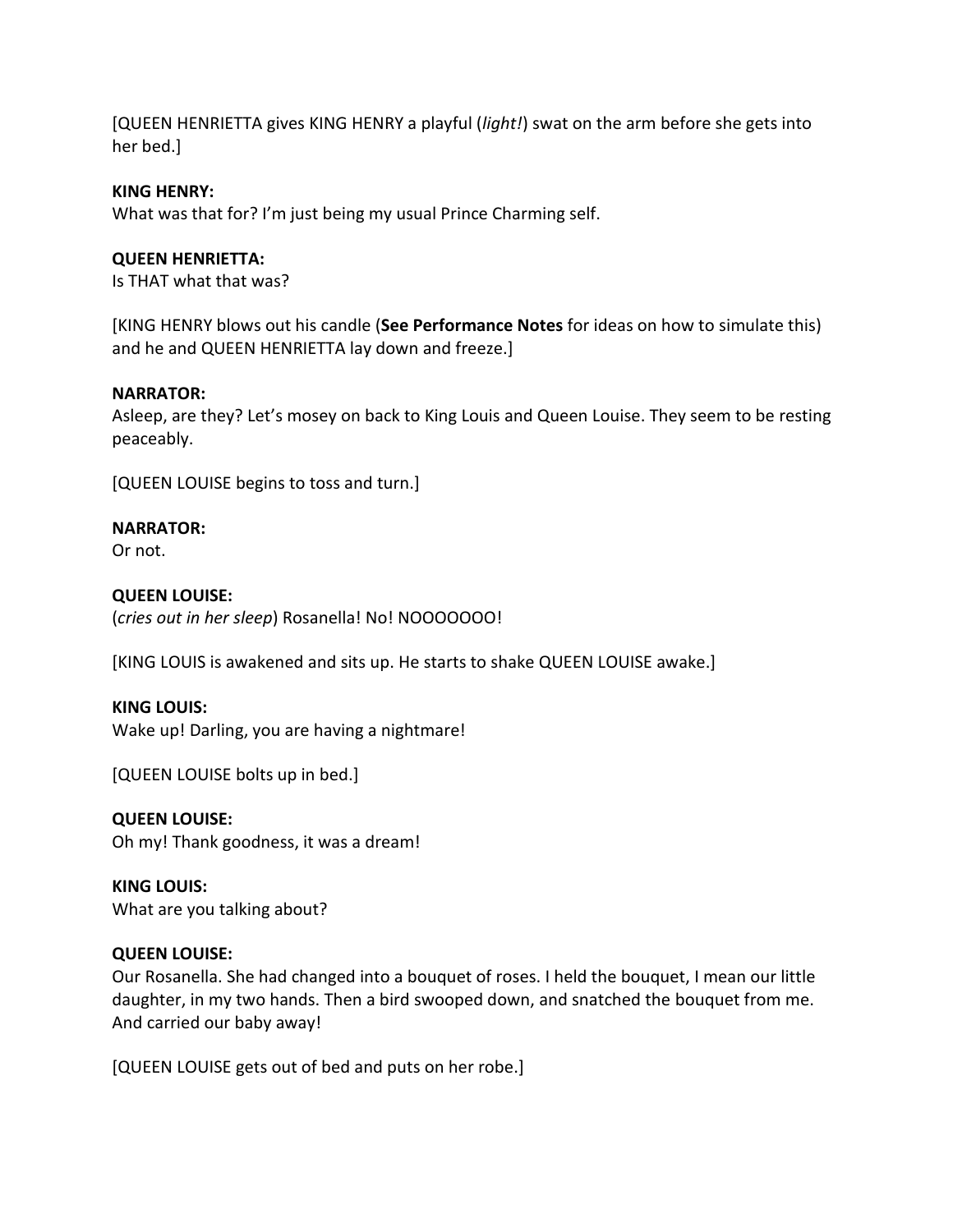[QUEEN HENRIETTA gives KING HENRY a playful (*light!*) swat on the arm before she gets into her bed.]

**KING HENRY:**
What was that for? I'm just being my usual Prince Charming self.

**QUEEN HENRIETTA:**
Is THAT what that was?

[KING HENRY blows out his candle (**See Performance Notes** for ideas on how to simulate this) and he and QUEEN HENRIETTA lay down and freeze.]

**NARRATOR:**
Asleep, are they? Let's mosey on back to King Louis and Queen Louise. They seem to be resting peaceably.

[QUEEN LOUISE begins to toss and turn.]

**NARRATOR:**
Or not.

**QUEEN LOUISE:**
(*cries out in her sleep*) Rosanella! No! NOOOOOOO!

[KING LOUIS is awakened and sits up. He starts to shake QUEEN LOUISE awake.]

**KING LOUIS:**
Wake up! Darling, you are having a nightmare!

[QUEEN LOUISE bolts up in bed.]

**QUEEN LOUISE:**
Oh my! Thank goodness, it was a dream!

**KING LOUIS:**
What are you talking about?

**QUEEN LOUISE:**
Our Rosanella. She had changed into a bouquet of roses. I held the bouquet, I mean our little daughter, in my two hands. Then a bird swooped down, and snatched the bouquet from me. And carried our baby away!

[QUEEN LOUISE gets out of bed and puts on her robe.]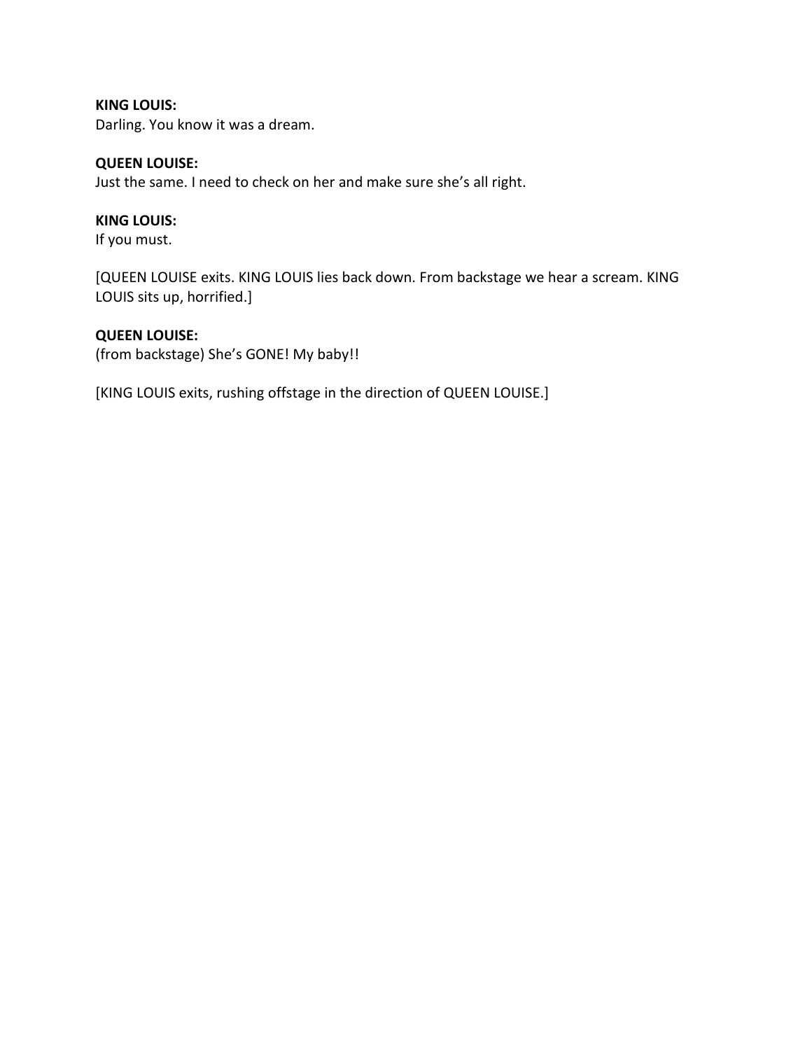**KING LOUIS:**
Darling. You know it was a dream.

**QUEEN LOUISE:**
Just the same. I need to check on her and make sure she's all right.

**KING LOUIS:**
If you must.

[QUEEN LOUISE exits. KING LOUIS lies back down. From backstage we hear a scream. KING LOUIS sits up, horrified.]

**QUEEN LOUISE:**
(from backstage) She's GONE! My baby!!

[KING LOUIS exits, rushing offstage in the direction of QUEEN LOUISE.]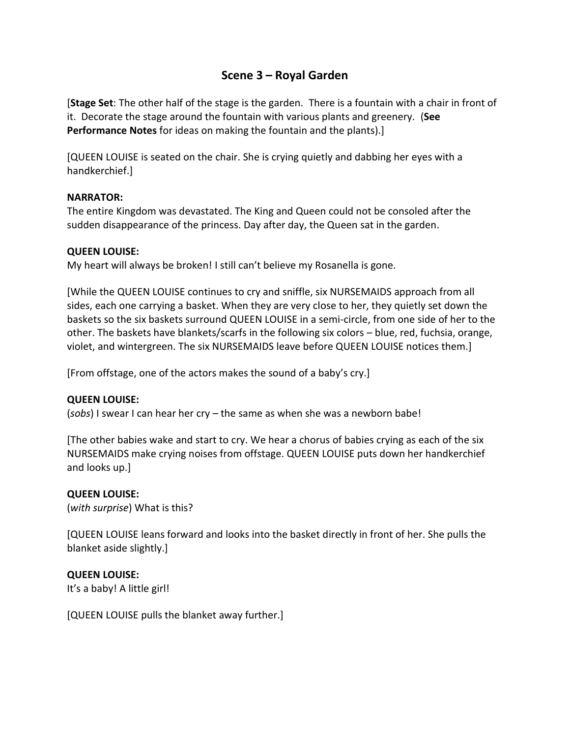## Scene 3 – Royal Garden

[**Stage Set**: The other half of the stage is the garden. There is a fountain with a chair in front of it. Decorate the stage around the fountain with various plants and greenery. (**See Performance Notes** for ideas on making the fountain and the plants).]

[QUEEN LOUISE is seated on the chair. She is crying quietly and dabbing her eyes with a handkerchief.]

**NARRATOR:**
The entire Kingdom was devastated. The King and Queen could not be consoled after the sudden disappearance of the princess. Day after day, the Queen sat in the garden.

**QUEEN LOUISE:**
My heart will always be broken! I still can't believe my Rosanella is gone.

[While the QUEEN LOUISE continues to cry and sniffle, six NURSEMAIDS approach from all sides, each one carrying a basket. When they are very close to her, they quietly set down the baskets so the six baskets surround QUEEN LOUISE in a semi-circle, from one side of her to the other. The baskets have blankets/scarfs in the following six colors – blue, red, fuchsia, orange, violet, and wintergreen. The six NURSEMAIDS leave before QUEEN LOUISE notices them.]

[From offstage, one of the actors makes the sound of a baby's cry.]

**QUEEN LOUISE:**
(*sobs*) I swear I can hear her cry – the same as when she was a newborn babe!

[The other babies wake and start to cry. We hear a chorus of babies crying as each of the six NURSEMAIDS make crying noises from offstage. QUEEN LOUISE puts down her handkerchief and looks up.]

**QUEEN LOUISE:**
(*with surprise*) What is this?

[QUEEN LOUISE leans forward and looks into the basket directly in front of her. She pulls the blanket aside slightly.]

**QUEEN LOUISE:**
It's a baby! A little girl!

[QUEEN LOUISE pulls the blanket away further.]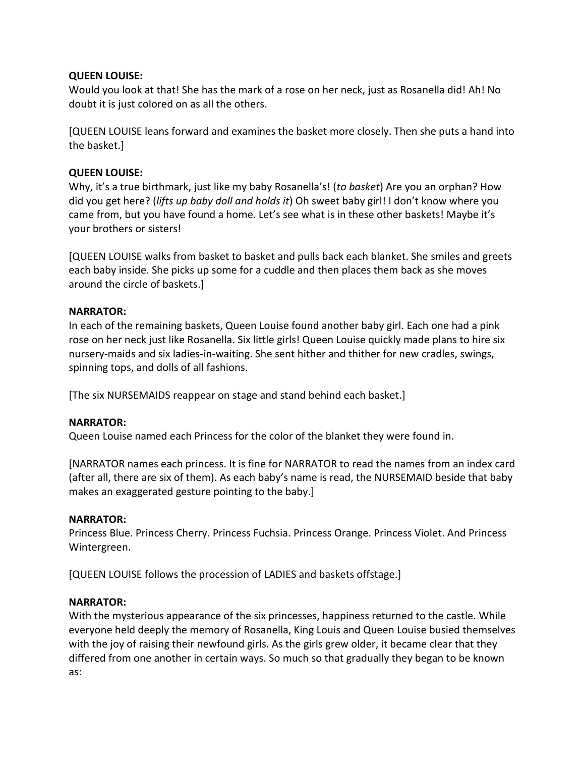**QUEEN LOUISE:**
Would you look at that! She has the mark of a rose on her neck, just as Rosanella did! Ah! No doubt it is just colored on as all the others.

[QUEEN LOUISE leans forward and examines the basket more closely. Then she puts a hand into the basket.]

**QUEEN LOUISE:**
Why, it's a true birthmark, just like my baby Rosanella's! (*to basket*) Are you an orphan? How did you get here? (*lifts up baby doll and holds it*) Oh sweet baby girl! I don't know where you came from, but you have found a home. Let's see what is in these other baskets! Maybe it's your brothers or sisters!

[QUEEN LOUISE walks from basket to basket and pulls back each blanket. She smiles and greets each baby inside. She picks up some for a cuddle and then places them back as she moves around the circle of baskets.]

**NARRATOR:**
In each of the remaining baskets, Queen Louise found another baby girl. Each one had a pink rose on her neck just like Rosanella. Six little girls! Queen Louise quickly made plans to hire six nursery-maids and six ladies-in-waiting. She sent hither and thither for new cradles, swings, spinning tops, and dolls of all fashions.

[The six NURSEMAIDS reappear on stage and stand behind each basket.]

**NARRATOR:**
Queen Louise named each Princess for the color of the blanket they were found in.

[NARRATOR names each princess. It is fine for NARRATOR to read the names from an index card (after all, there are six of them). As each baby's name is read, the NURSEMAID beside that baby makes an exaggerated gesture pointing to the baby.]

**NARRATOR:**
Princess Blue. Princess Cherry. Princess Fuchsia. Princess Orange. Princess Violet. And Princess Wintergreen.

[QUEEN LOUISE follows the procession of LADIES and baskets offstage.]

**NARRATOR:**
With the mysterious appearance of the six princesses, happiness returned to the castle. While everyone held deeply the memory of Rosanella, King Louis and Queen Louise busied themselves with the joy of raising their newfound girls. As the girls grew older, it became clear that they differed from one another in certain ways. So much so that gradually they began to be known as: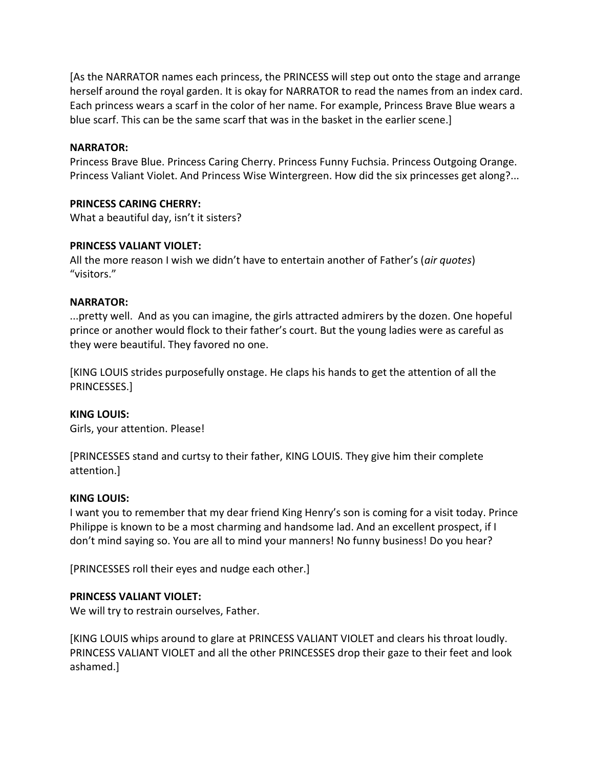[As the NARRATOR names each princess, the PRINCESS will step out onto the stage and arrange herself around the royal garden. It is okay for NARRATOR to read the names from an index card. Each princess wears a scarf in the color of her name. For example, Princess Brave Blue wears a blue scarf. This can be the same scarf that was in the basket in the earlier scene.]

**NARRATOR:**
Princess Brave Blue. Princess Caring Cherry. Princess Funny Fuchsia. Princess Outgoing Orange. Princess Valiant Violet. And Princess Wise Wintergreen. How did the six princesses get along?...

**PRINCESS CARING CHERRY:**
What a beautiful day, isn't it sisters?

**PRINCESS VALIANT VIOLET:**
All the more reason I wish we didn't have to entertain another of Father's (*air quotes*) "visitors."

**NARRATOR:**
...pretty well. And as you can imagine, the girls attracted admirers by the dozen. One hopeful prince or another would flock to their father's court. But the young ladies were as careful as they were beautiful. They favored no one.

[KING LOUIS strides purposefully onstage. He claps his hands to get the attention of all the PRINCESSES.]

**KING LOUIS:**
Girls, your attention. Please!

[PRINCESSES stand and curtsy to their father, KING LOUIS. They give him their complete attention.]

**KING LOUIS:**
I want you to remember that my dear friend King Henry's son is coming for a visit today. Prince Philippe is known to be a most charming and handsome lad. And an excellent prospect, if I don't mind saying so. You are all to mind your manners! No funny business! Do you hear?

[PRINCESSES roll their eyes and nudge each other.]

**PRINCESS VALIANT VIOLET:**
We will try to restrain ourselves, Father.

[KING LOUIS whips around to glare at PRINCESS VALIANT VIOLET and clears his throat loudly. PRINCESS VALIANT VIOLET and all the other PRINCESSES drop their gaze to their feet and look ashamed.]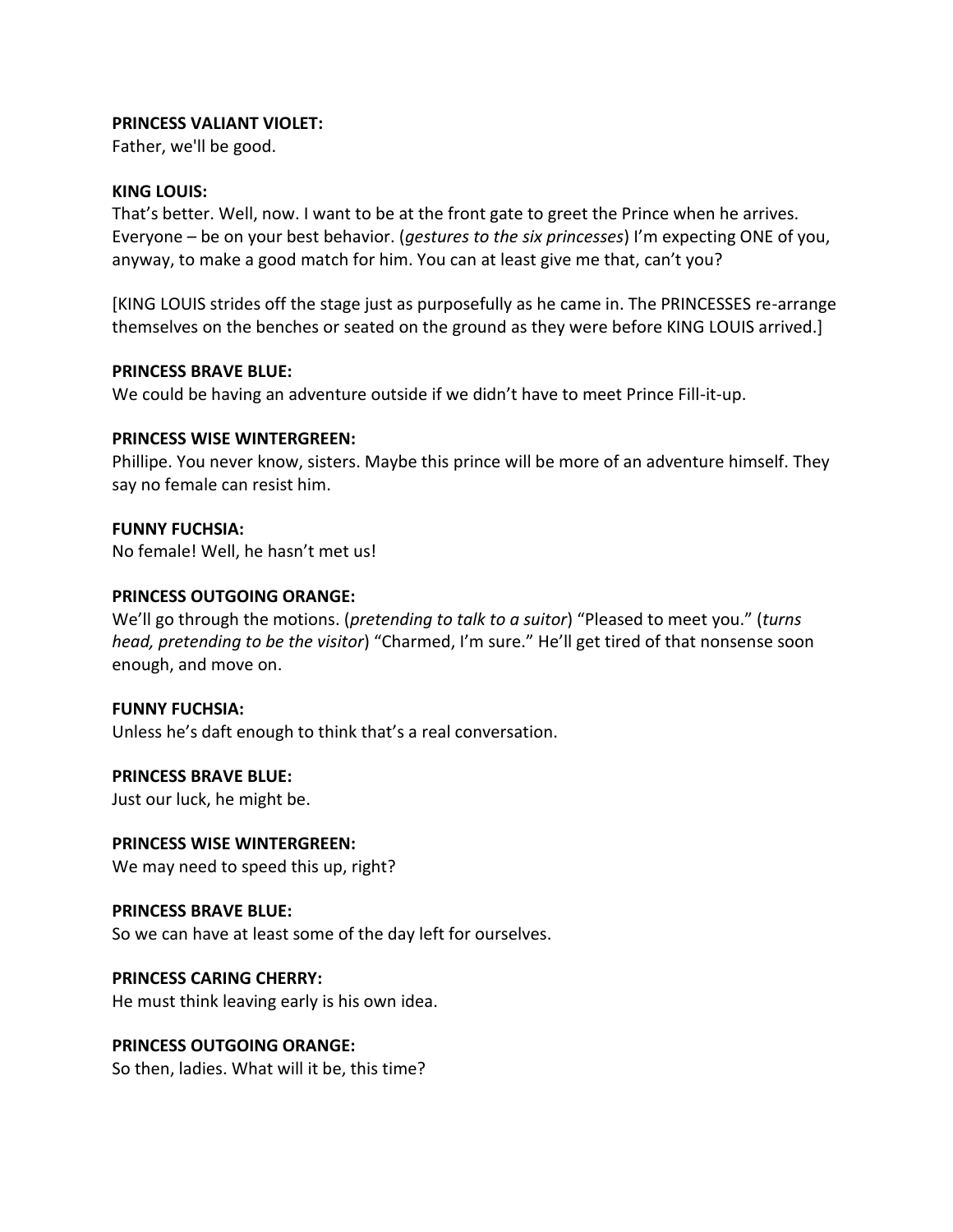**PRINCESS VALIANT VIOLET:**
Father, we'll be good.

**KING LOUIS:**
That's better. Well, now. I want to be at the front gate to greet the Prince when he arrives. Everyone – be on your best behavior. (*gestures to the six princesses*) I'm expecting ONE of you, anyway, to make a good match for him. You can at least give me that, can't you?

[KING LOUIS strides off the stage just as purposefully as he came in. The PRINCESSES re-arrange themselves on the benches or seated on the ground as they were before KING LOUIS arrived.]

**PRINCESS BRAVE BLUE:**
We could be having an adventure outside if we didn't have to meet Prince Fill-it-up.

**PRINCESS WISE WINTERGREEN:**
Phillipe. You never know, sisters. Maybe this prince will be more of an adventure himself. They say no female can resist him.

**FUNNY FUCHSIA:**
No female! Well, he hasn't met us!

**PRINCESS OUTGOING ORANGE:**
We'll go through the motions. (*pretending to talk to a suitor*) "Pleased to meet you." (*turns head, pretending to be the visitor*) "Charmed, I'm sure." He'll get tired of that nonsense soon enough, and move on.

**FUNNY FUCHSIA:**
Unless he's daft enough to think that's a real conversation.

**PRINCESS BRAVE BLUE:**
Just our luck, he might be.

**PRINCESS WISE WINTERGREEN:**
We may need to speed this up, right?

**PRINCESS BRAVE BLUE:**
So we can have at least some of the day left for ourselves.

**PRINCESS CARING CHERRY:**
He must think leaving early is his own idea.

**PRINCESS OUTGOING ORANGE:**
So then, ladies. What will it be, this time?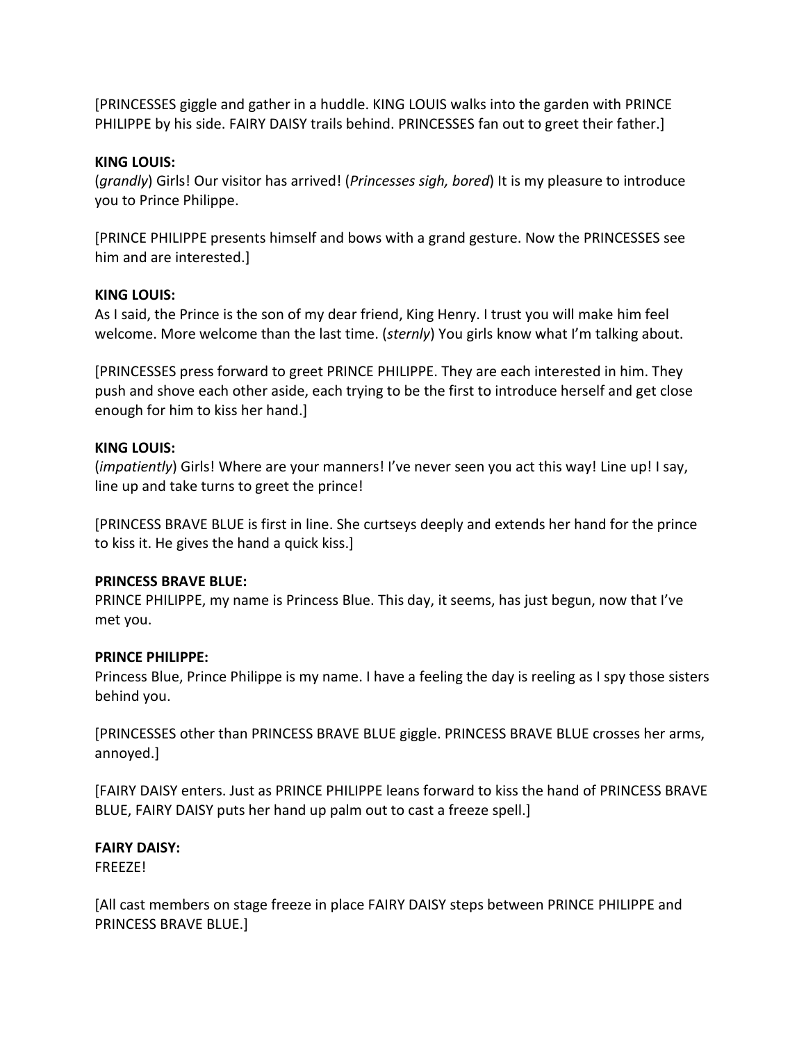[PRINCESSES giggle and gather in a huddle. KING LOUIS walks into the garden with PRINCE PHILIPPE by his side. FAIRY DAISY trails behind. PRINCESSES fan out to greet their father.]

**KING LOUIS:**
(*grandly*) Girls! Our visitor has arrived! (*Princesses sigh, bored*) It is my pleasure to introduce you to Prince Philippe.

[PRINCE PHILIPPE presents himself and bows with a grand gesture. Now the PRINCESSES see him and are interested.]

**KING LOUIS:**
As I said, the Prince is the son of my dear friend, King Henry. I trust you will make him feel welcome. More welcome than the last time. (*sternly*) You girls know what I'm talking about.

[PRINCESSES press forward to greet PRINCE PHILIPPE. They are each interested in him. They push and shove each other aside, each trying to be the first to introduce herself and get close enough for him to kiss her hand.]

**KING LOUIS:**
(*impatiently*) Girls! Where are your manners! I've never seen you act this way! Line up! I say, line up and take turns to greet the prince!

[PRINCESS BRAVE BLUE is first in line. She curtseys deeply and extends her hand for the prince to kiss it. He gives the hand a quick kiss.]

**PRINCESS BRAVE BLUE:**
PRINCE PHILIPPE, my name is Princess Blue. This day, it seems, has just begun, now that I've met you.

**PRINCE PHILIPPE:**
Princess Blue, Prince Philippe is my name. I have a feeling the day is reeling as I spy those sisters behind you.

[PRINCESSES other than PRINCESS BRAVE BLUE giggle. PRINCESS BRAVE BLUE crosses her arms, annoyed.]

[FAIRY DAISY enters. Just as PRINCE PHILIPPE leans forward to kiss the hand of PRINCESS BRAVE BLUE, FAIRY DAISY puts her hand up palm out to cast a freeze spell.]

**FAIRY DAISY:**
FREEZE!

[All cast members on stage freeze in place FAIRY DAISY steps between PRINCE PHILIPPE and PRINCESS BRAVE BLUE.]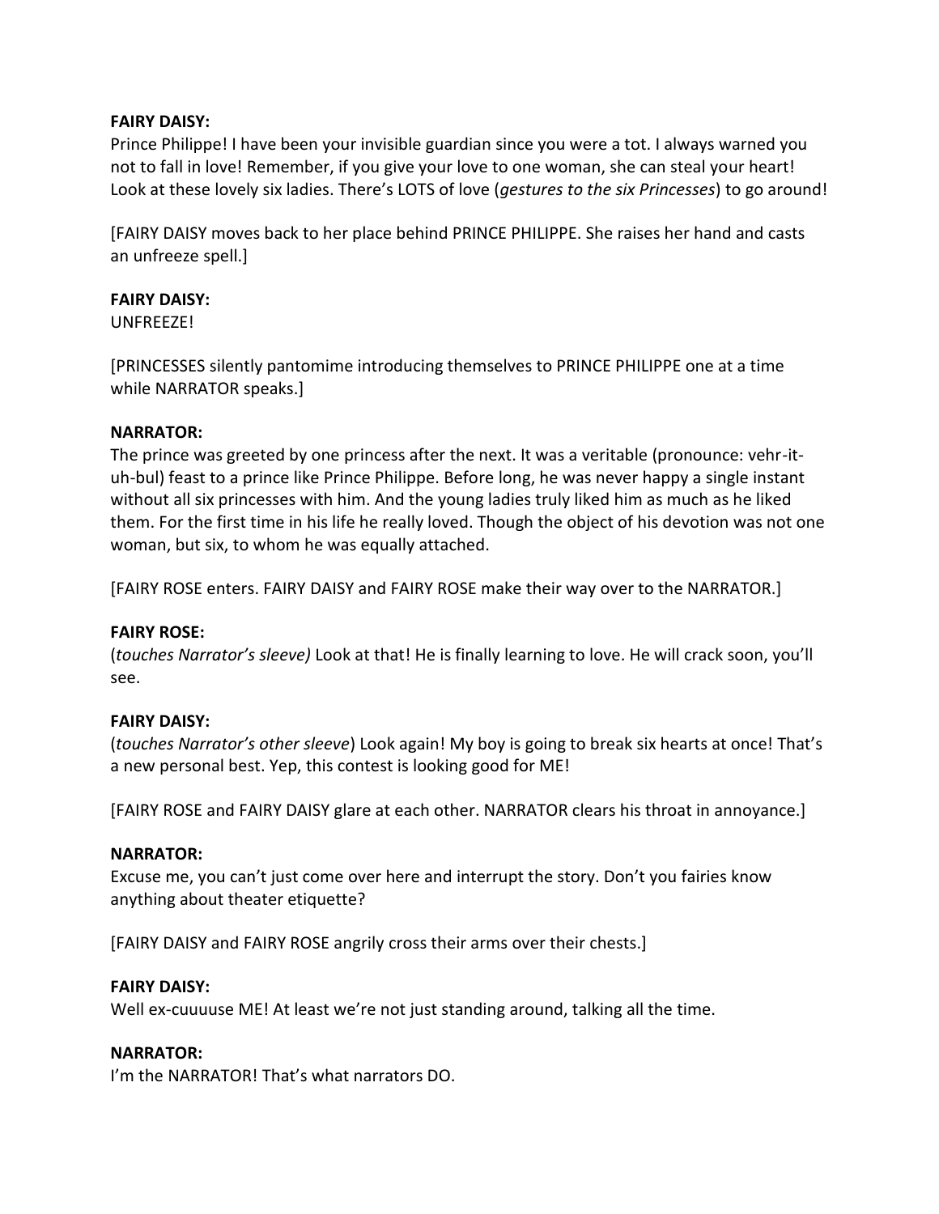**FAIRY DAISY:**
Prince Philippe! I have been your invisible guardian since you were a tot. I always warned you not to fall in love! Remember, if you give your love to one woman, she can steal your heart! Look at these lovely six ladies. There's LOTS of love (*gestures to the six Princesses*) to go around!

[FAIRY DAISY moves back to her place behind PRINCE PHILIPPE. She raises her hand and casts an unfreeze spell.]

**FAIRY DAISY:**
UNFREEZE!

[PRINCESSES silently pantomime introducing themselves to PRINCE PHILIPPE one at a time while NARRATOR speaks.]

**NARRATOR:**
The prince was greeted by one princess after the next. It was a veritable (pronounce: vehr-it-uh-bul) feast to a prince like Prince Philippe. Before long, he was never happy a single instant without all six princesses with him. And the young ladies truly liked him as much as he liked them. For the first time in his life he really loved. Though the object of his devotion was not one woman, but six, to whom he was equally attached.

[FAIRY ROSE enters. FAIRY DAISY and FAIRY ROSE make their way over to the NARRATOR.]

**FAIRY ROSE:**
(*touches Narrator's sleeve)* Look at that! He is finally learning to love. He will crack soon, you'll see.

**FAIRY DAISY:**
(*touches Narrator's other sleeve*) Look again! My boy is going to break six hearts at once! That's a new personal best. Yep, this contest is looking good for ME!

[FAIRY ROSE and FAIRY DAISY glare at each other. NARRATOR clears his throat in annoyance.]

**NARRATOR:**
Excuse me, you can't just come over here and interrupt the story. Don't you fairies know anything about theater etiquette?

[FAIRY DAISY and FAIRY ROSE angrily cross their arms over their chests.]

**FAIRY DAISY:**
Well ex-cuuuuse ME! At least we're not just standing around, talking all the time.

**NARRATOR:**
I'm the NARRATOR! That's what narrators DO.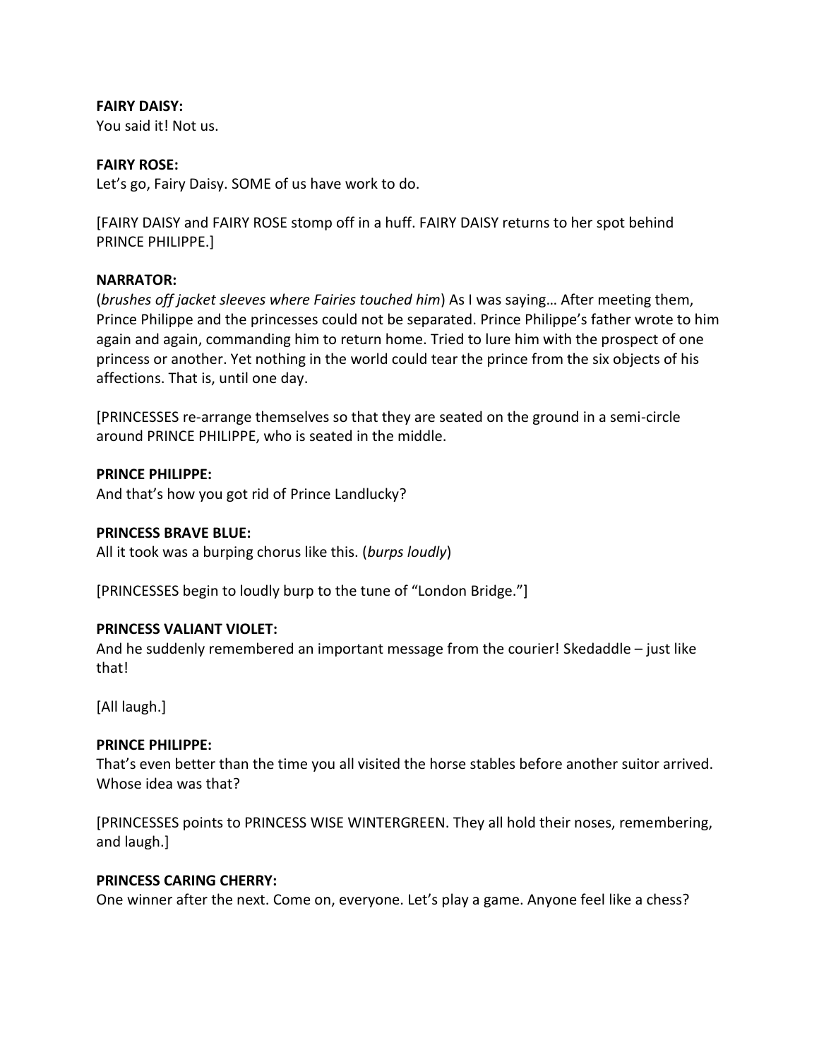**FAIRY DAISY:**
You said it! Not us.

**FAIRY ROSE:**
Let's go, Fairy Daisy. SOME of us have work to do.

[FAIRY DAISY and FAIRY ROSE stomp off in a huff. FAIRY DAISY returns to her spot behind PRINCE PHILIPPE.]

**NARRATOR:**
(*brushes off jacket sleeves where Fairies touched him*) As I was saying… After meeting them, Prince Philippe and the princesses could not be separated. Prince Philippe's father wrote to him again and again, commanding him to return home. Tried to lure him with the prospect of one princess or another. Yet nothing in the world could tear the prince from the six objects of his affections. That is, until one day.

[PRINCESSES re-arrange themselves so that they are seated on the ground in a semi-circle around PRINCE PHILIPPE, who is seated in the middle.

**PRINCE PHILIPPE:**
And that's how you got rid of Prince Landlucky?

**PRINCESS BRAVE BLUE:**
All it took was a burping chorus like this. (*burps loudly*)

[PRINCESSES begin to loudly burp to the tune of "London Bridge."]

**PRINCESS VALIANT VIOLET:**
And he suddenly remembered an important message from the courier! Skedaddle – just like that!

[All laugh.]

**PRINCE PHILIPPE:**
That's even better than the time you all visited the horse stables before another suitor arrived. Whose idea was that?

[PRINCESSES points to PRINCESS WISE WINTERGREEN. They all hold their noses, remembering, and laugh.]

**PRINCESS CARING CHERRY:**
One winner after the next. Come on, everyone. Let's play a game. Anyone feel like a chess?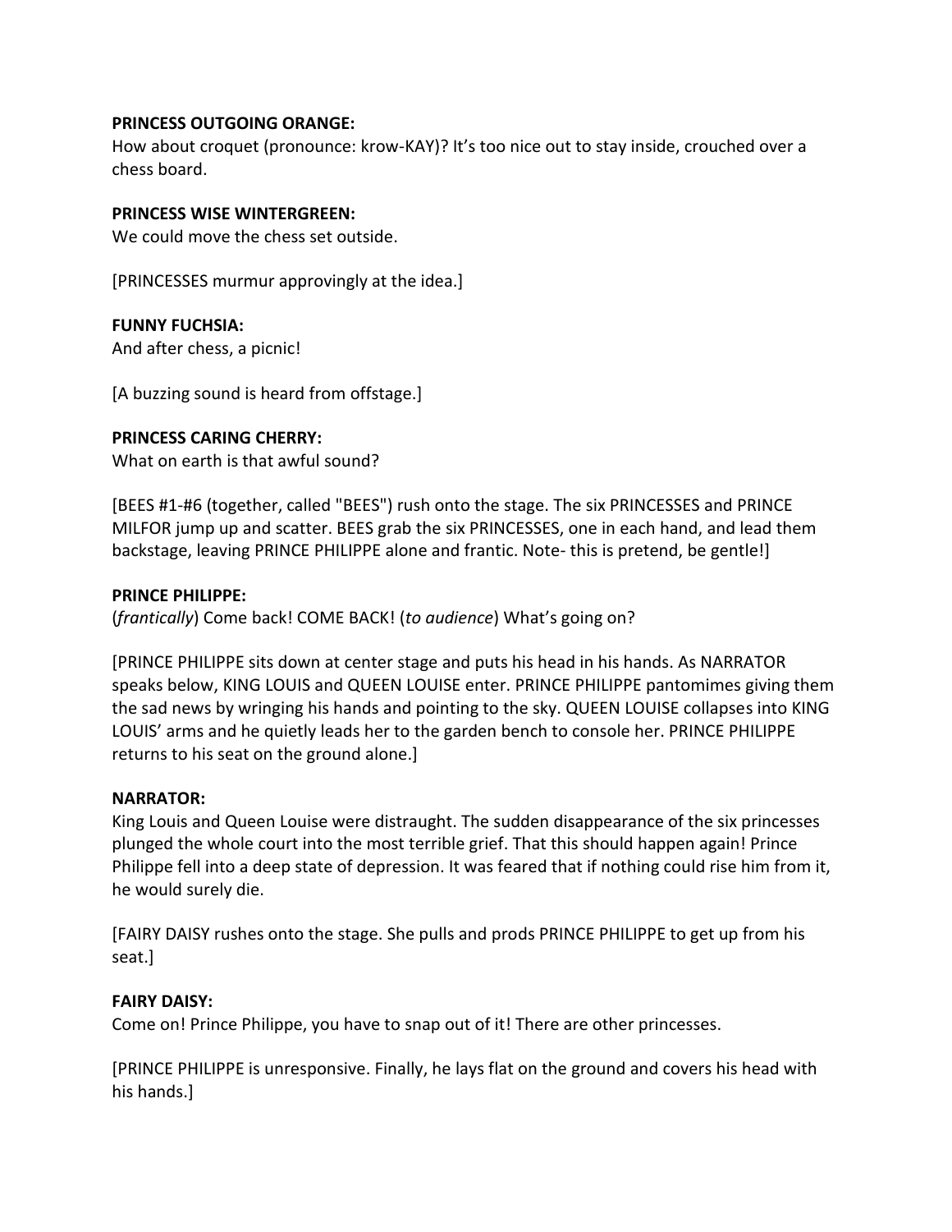**PRINCESS OUTGOING ORANGE:**
How about croquet (pronounce: krow-KAY)? It's too nice out to stay inside, crouched over a chess board.

**PRINCESS WISE WINTERGREEN:**
We could move the chess set outside.

[PRINCESSES murmur approvingly at the idea.]

**FUNNY FUCHSIA:**
And after chess, a picnic!

[A buzzing sound is heard from offstage.]

**PRINCESS CARING CHERRY:**
What on earth is that awful sound?

[BEES #1-#6 (together, called "BEES") rush onto the stage. The six PRINCESSES and PRINCE MILFOR jump up and scatter. BEES grab the six PRINCESSES, one in each hand, and lead them backstage, leaving PRINCE PHILIPPE alone and frantic. Note- this is pretend, be gentle!]

**PRINCE PHILIPPE:**
(*frantically*) Come back! COME BACK! (*to audience*) What's going on?

[PRINCE PHILIPPE sits down at center stage and puts his head in his hands. As NARRATOR speaks below, KING LOUIS and QUEEN LOUISE enter. PRINCE PHILIPPE pantomimes giving them the sad news by wringing his hands and pointing to the sky. QUEEN LOUISE collapses into KING LOUIS' arms and he quietly leads her to the garden bench to console her. PRINCE PHILIPPE returns to his seat on the ground alone.]

**NARRATOR:**
King Louis and Queen Louise were distraught. The sudden disappearance of the six princesses plunged the whole court into the most terrible grief. That this should happen again! Prince Philippe fell into a deep state of depression. It was feared that if nothing could rise him from it, he would surely die.

[FAIRY DAISY rushes onto the stage. She pulls and prods PRINCE PHILIPPE to get up from his seat.]

**FAIRY DAISY:**
Come on! Prince Philippe, you have to snap out of it! There are other princesses.

[PRINCE PHILIPPE is unresponsive. Finally, he lays flat on the ground and covers his head with his hands.]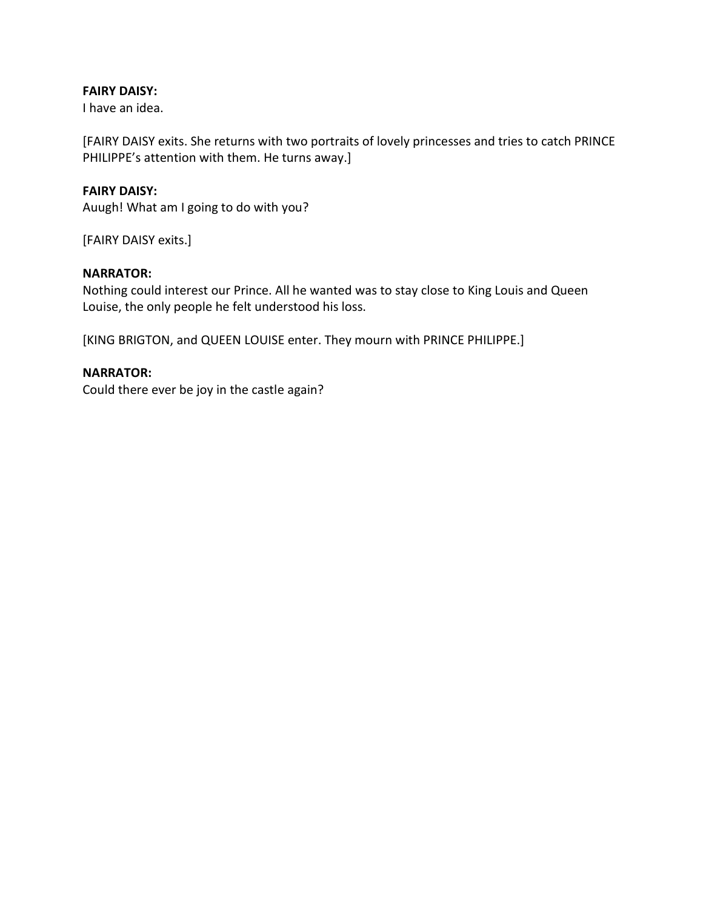**FAIRY DAISY:**
I have an idea.

[FAIRY DAISY exits. She returns with two portraits of lovely princesses and tries to catch PRINCE PHILIPPE's attention with them. He turns away.]

**FAIRY DAISY:**
Auugh! What am I going to do with you?

[FAIRY DAISY exits.]

**NARRATOR:**
Nothing could interest our Prince. All he wanted was to stay close to King Louis and Queen Louise, the only people he felt understood his loss.

[KING BRIGTON, and QUEEN LOUISE enter. They mourn with PRINCE PHILIPPE.]

**NARRATOR:**
Could there ever be joy in the castle again?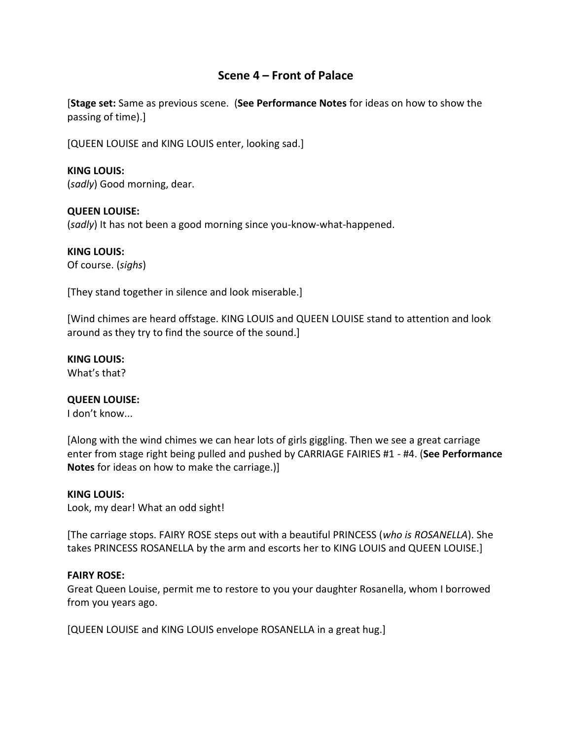## Scene 4 – Front of Palace

[**Stage set:** Same as previous scene. (**See Performance Notes** for ideas on how to show the passing of time).]

[QUEEN LOUISE and KING LOUIS enter, looking sad.]

**KING LOUIS:**
(*sadly*) Good morning, dear.

**QUEEN LOUISE:**
(*sadly*) It has not been a good morning since you-know-what-happened.

**KING LOUIS:**
Of course. (*sighs*)

[They stand together in silence and look miserable.]

[Wind chimes are heard offstage. KING LOUIS and QUEEN LOUISE stand to attention and look around as they try to find the source of the sound.]

**KING LOUIS:**
What's that?

**QUEEN LOUISE:**
I don't know...

[Along with the wind chimes we can hear lots of girls giggling. Then we see a great carriage enter from stage right being pulled and pushed by CARRIAGE FAIRIES #1 - #4. (**See Performance Notes** for ideas on how to make the carriage.)]

**KING LOUIS:**
Look, my dear! What an odd sight!

[The carriage stops. FAIRY ROSE steps out with a beautiful PRINCESS (*who is ROSANELLA*). She takes PRINCESS ROSANELLA by the arm and escorts her to KING LOUIS and QUEEN LOUISE.]

**FAIRY ROSE:**
Great Queen Louise, permit me to restore to you your daughter Rosanella, whom I borrowed from you years ago.

[QUEEN LOUISE and KING LOUIS envelope ROSANELLA in a great hug.]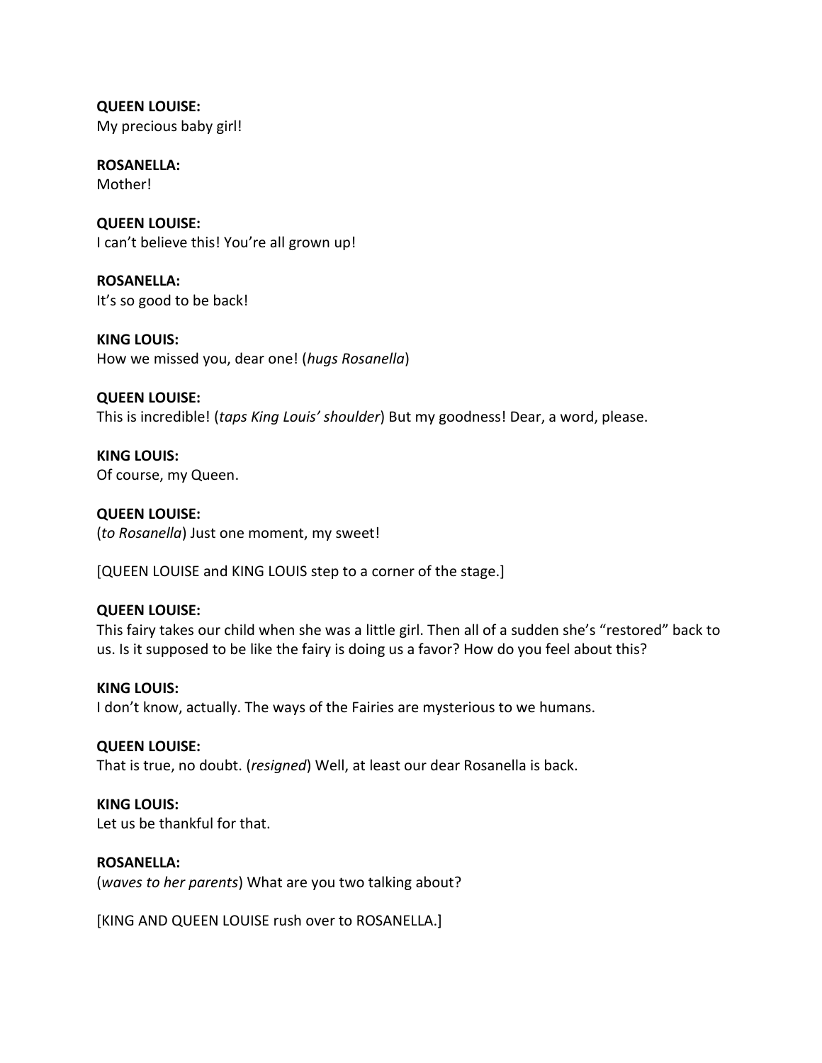**QUEEN LOUISE:**
My precious baby girl!

**ROSANELLA:**
Mother!

**QUEEN LOUISE:**
I can't believe this! You're all grown up!

**ROSANELLA:**
It's so good to be back!

**KING LOUIS:**
How we missed you, dear one! (*hugs Rosanella*)

**QUEEN LOUISE:**
This is incredible! (*taps King Louis' shoulder*) But my goodness! Dear, a word, please.

**KING LOUIS:**
Of course, my Queen.

**QUEEN LOUISE:**
(*to Rosanella*) Just one moment, my sweet!

[QUEEN LOUISE and KING LOUIS step to a corner of the stage.]

**QUEEN LOUISE:**
This fairy takes our child when she was a little girl. Then all of a sudden she's "restored" back to us. Is it supposed to be like the fairy is doing us a favor? How do you feel about this?

**KING LOUIS:**
I don't know, actually. The ways of the Fairies are mysterious to we humans.

**QUEEN LOUISE:**
That is true, no doubt. (*resigned*) Well, at least our dear Rosanella is back.

**KING LOUIS:**
Let us be thankful for that.

**ROSANELLA:**
(*waves to her parents*) What are you two talking about?

[KING AND QUEEN LOUISE rush over to ROSANELLA.]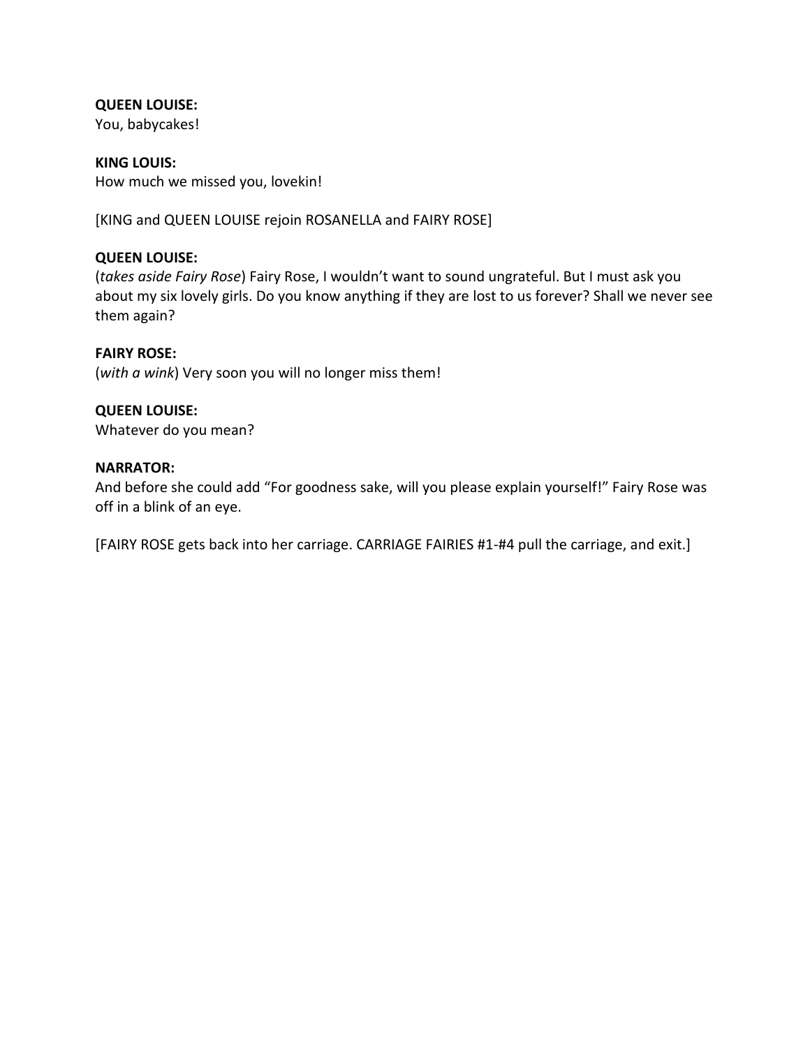**QUEEN LOUISE:**
You, babycakes!

**KING LOUIS:**
How much we missed you, lovekin!

[KING and QUEEN LOUISE rejoin ROSANELLA and FAIRY ROSE]

**QUEEN LOUISE:**
(*takes aside Fairy Rose*) Fairy Rose, I wouldn't want to sound ungrateful. But I must ask you about my six lovely girls. Do you know anything if they are lost to us forever? Shall we never see them again?

**FAIRY ROSE:**
(*with a wink*) Very soon you will no longer miss them!

**QUEEN LOUISE:**
Whatever do you mean?

**NARRATOR:**
And before she could add "For goodness sake, will you please explain yourself!" Fairy Rose was off in a blink of an eye.

[FAIRY ROSE gets back into her carriage. CARRIAGE FAIRIES #1-#4 pull the carriage, and exit.]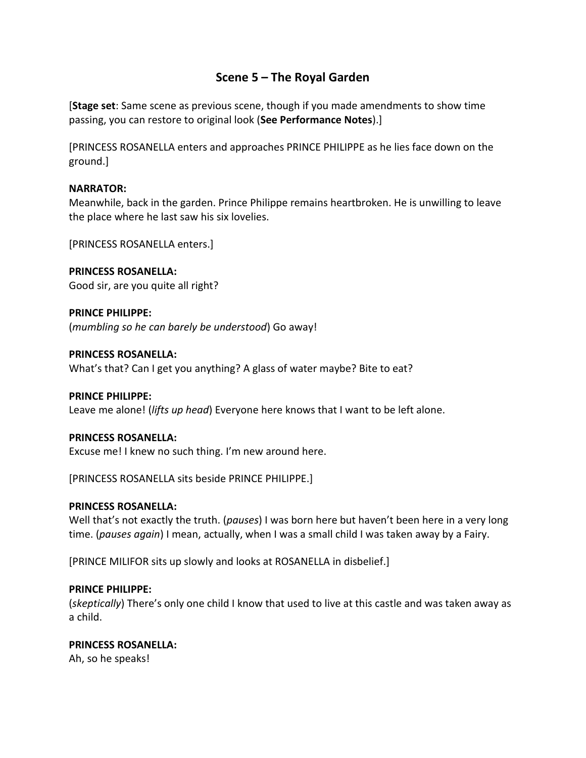## Scene 5 – The Royal Garden

[**Stage set**: Same scene as previous scene, though if you made amendments to show time passing, you can restore to original look (**See Performance Notes**).]

[PRINCESS ROSANELLA enters and approaches PRINCE PHILIPPE as he lies face down on the ground.]

**NARRATOR:**
Meanwhile, back in the garden. Prince Philippe remains heartbroken. He is unwilling to leave the place where he last saw his six lovelies.

[PRINCESS ROSANELLA enters.]

**PRINCESS ROSANELLA:**
Good sir, are you quite all right?

**PRINCE PHILIPPE:**
(*mumbling so he can barely be understood*) Go away!

**PRINCESS ROSANELLA:**
What's that? Can I get you anything? A glass of water maybe? Bite to eat?

**PRINCE PHILIPPE:**
Leave me alone! (*lifts up head*) Everyone here knows that I want to be left alone.

**PRINCESS ROSANELLA:**
Excuse me! I knew no such thing. I'm new around here.

[PRINCESS ROSANELLA sits beside PRINCE PHILIPPE.]

**PRINCESS ROSANELLA:**
Well that's not exactly the truth. (*pauses*) I was born here but haven't been here in a very long time. (*pauses again*) I mean, actually, when I was a small child I was taken away by a Fairy.

[PRINCE MILIFOR sits up slowly and looks at ROSANELLA in disbelief.]

**PRINCE PHILIPPE:**
(*skeptically*) There's only one child I know that used to live at this castle and was taken away as a child.

**PRINCESS ROSANELLA:**
Ah, so he speaks!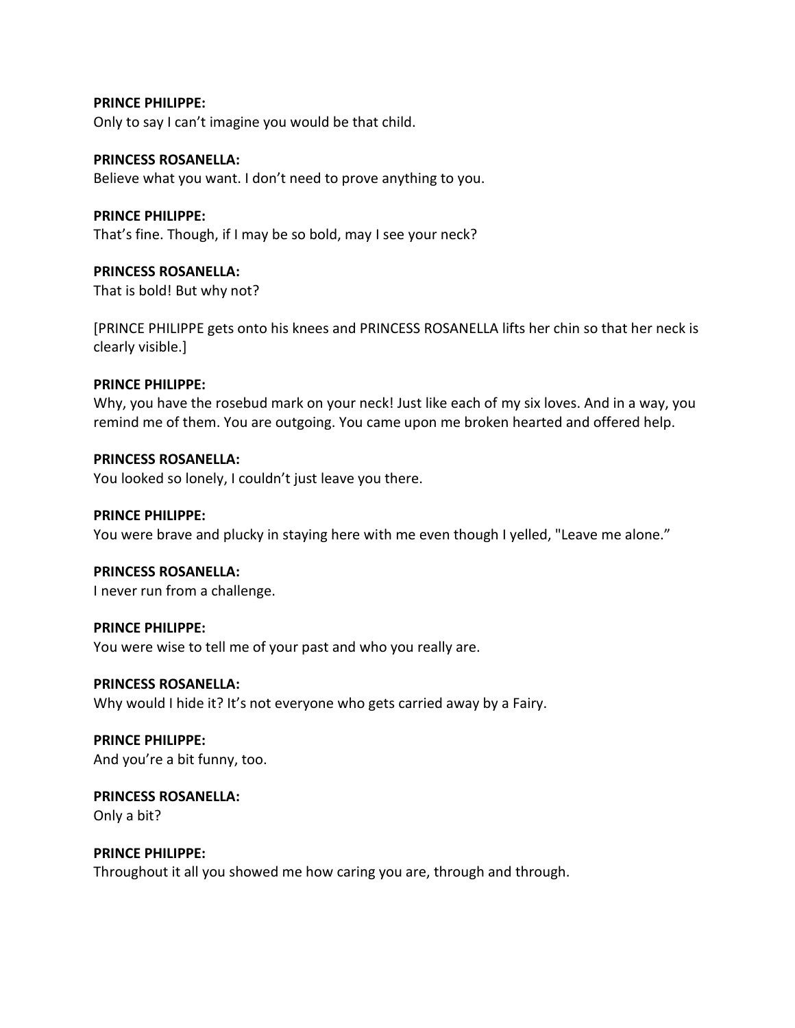**PRINCE PHILIPPE:**
Only to say I can't imagine you would be that child.

**PRINCESS ROSANELLA:**
Believe what you want. I don't need to prove anything to you.

**PRINCE PHILIPPE:**
That's fine. Though, if I may be so bold, may I see your neck?

**PRINCESS ROSANELLA:**
That is bold! But why not?

[PRINCE PHILIPPE gets onto his knees and PRINCESS ROSANELLA lifts her chin so that her neck is clearly visible.]

**PRINCE PHILIPPE:**
Why, you have the rosebud mark on your neck! Just like each of my six loves. And in a way, you remind me of them. You are outgoing. You came upon me broken hearted and offered help.

**PRINCESS ROSANELLA:**
You looked so lonely, I couldn't just leave you there.

**PRINCE PHILIPPE:**
You were brave and plucky in staying here with me even though I yelled, "Leave me alone."

**PRINCESS ROSANELLA:**
I never run from a challenge.

**PRINCE PHILIPPE:**
You were wise to tell me of your past and who you really are.

**PRINCESS ROSANELLA:**
Why would I hide it? It's not everyone who gets carried away by a Fairy.

**PRINCE PHILIPPE:**
And you're a bit funny, too.

**PRINCESS ROSANELLA:**
Only a bit?

**PRINCE PHILIPPE:**
Throughout it all you showed me how caring you are, through and through.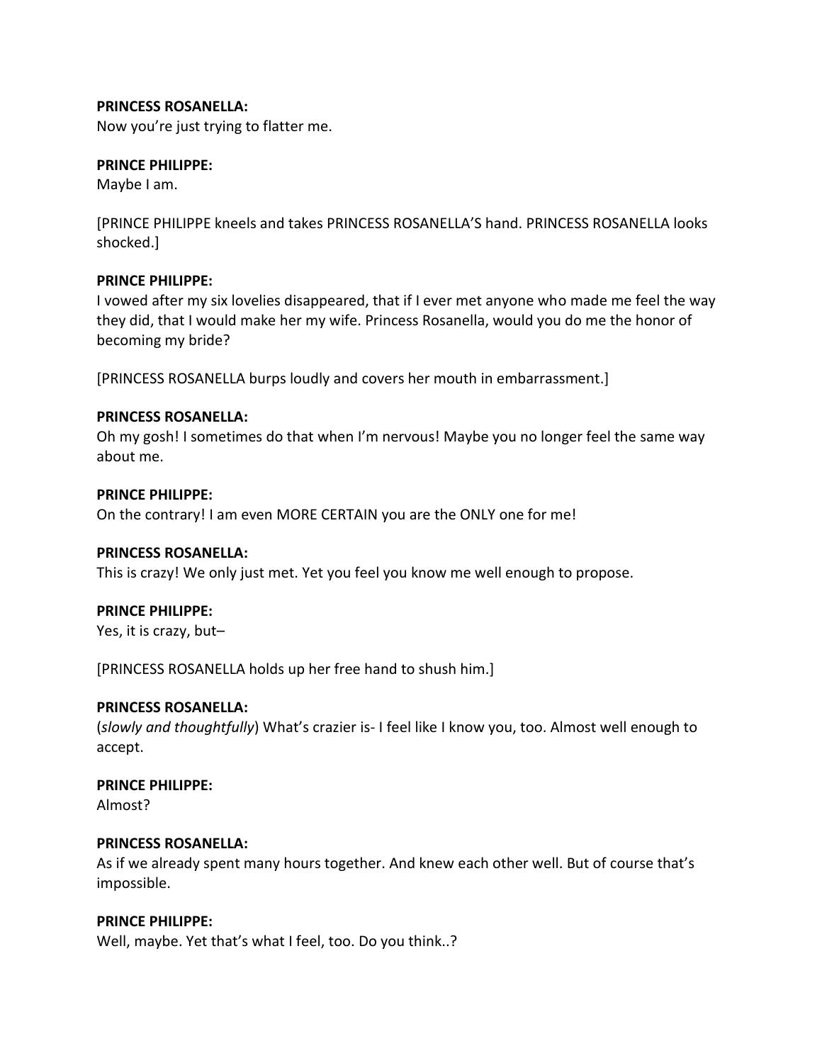**PRINCESS ROSANELLA:**
Now you're just trying to flatter me.

**PRINCE PHILIPPE:**
Maybe I am.

[PRINCE PHILIPPE kneels and takes PRINCESS ROSANELLA'S hand. PRINCESS ROSANELLA looks shocked.]

**PRINCE PHILIPPE:**
I vowed after my six lovelies disappeared, that if I ever met anyone who made me feel the way they did, that I would make her my wife. Princess Rosanella, would you do me the honor of becoming my bride?

[PRINCESS ROSANELLA burps loudly and covers her mouth in embarrassment.]

**PRINCESS ROSANELLA:**
Oh my gosh! I sometimes do that when I'm nervous! Maybe you no longer feel the same way about me.

**PRINCE PHILIPPE:**
On the contrary! I am even MORE CERTAIN you are the ONLY one for me!

**PRINCESS ROSANELLA:**
This is crazy! We only just met. Yet you feel you know me well enough to propose.

**PRINCE PHILIPPE:**
Yes, it is crazy, but–

[PRINCESS ROSANELLA holds up her free hand to shush him.]

**PRINCESS ROSANELLA:**
(*slowly and thoughtfully*) What's crazier is- I feel like I know you, too. Almost well enough to accept.

**PRINCE PHILIPPE:**
Almost?

**PRINCESS ROSANELLA:**
As if we already spent many hours together. And knew each other well. But of course that's impossible.

**PRINCE PHILIPPE:**
Well, maybe. Yet that's what I feel, too. Do you think..?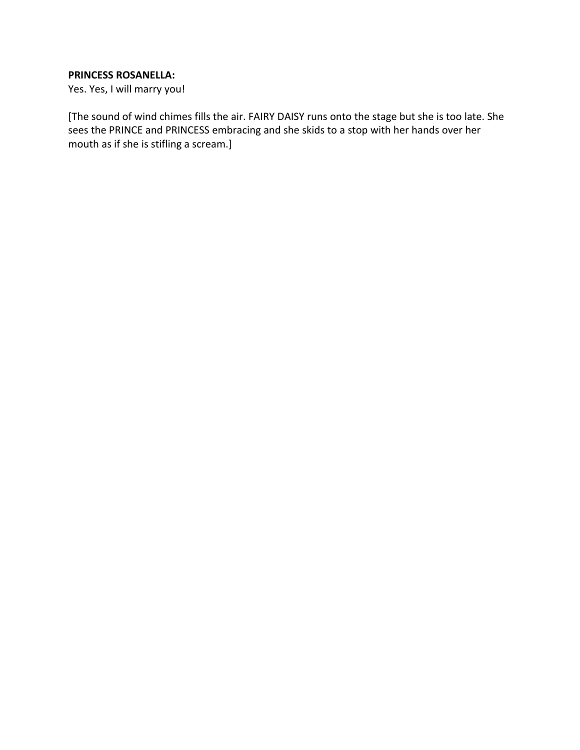**PRINCESS ROSANELLA:**
Yes. Yes, I will marry you!

[The sound of wind chimes fills the air. FAIRY DAISY runs onto the stage but she is too late. She sees the PRINCE and PRINCESS embracing and she skids to a stop with her hands over her mouth as if she is stifling a scream.]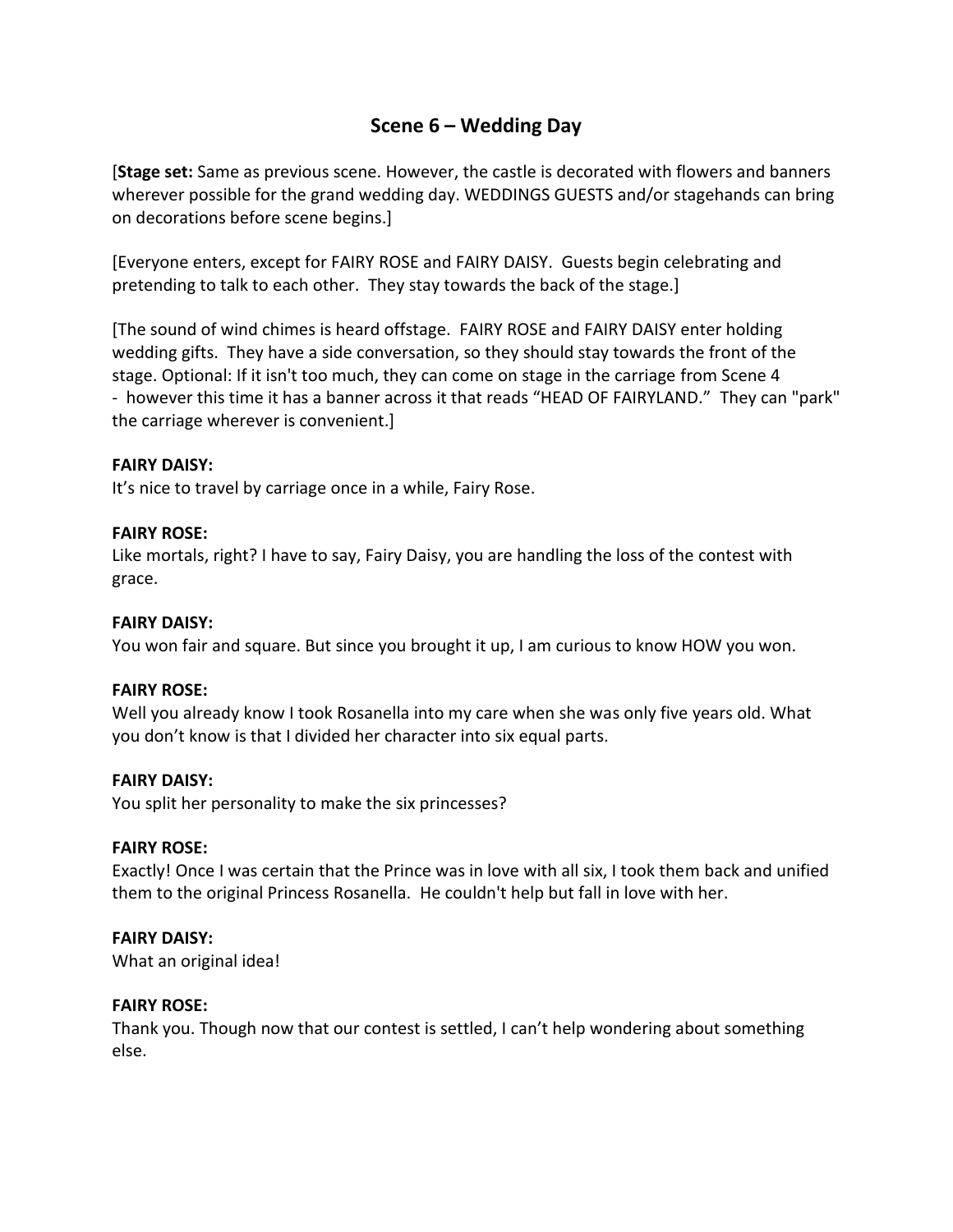## Scene 6 – Wedding Day

[**Stage set:** Same as previous scene. However, the castle is decorated with flowers and banners wherever possible for the grand wedding day. WEDDINGS GUESTS and/or stagehands can bring on decorations before scene begins.]

[Everyone enters, except for FAIRY ROSE and FAIRY DAISY. Guests begin celebrating and pretending to talk to each other. They stay towards the back of the stage.]

[The sound of wind chimes is heard offstage. FAIRY ROSE and FAIRY DAISY enter holding wedding gifts. They have a side conversation, so they should stay towards the front of the stage. Optional: If it isn't too much, they can come on stage in the carriage from Scene 4 - however this time it has a banner across it that reads "HEAD OF FAIRYLAND." They can "park" the carriage wherever is convenient.]

**FAIRY DAISY:**
It's nice to travel by carriage once in a while, Fairy Rose.

**FAIRY ROSE:**
Like mortals, right? I have to say, Fairy Daisy, you are handling the loss of the contest with grace.

**FAIRY DAISY:**
You won fair and square. But since you brought it up, I am curious to know HOW you won.

**FAIRY ROSE:**
Well you already know I took Rosanella into my care when she was only five years old. What you don't know is that I divided her character into six equal parts.

**FAIRY DAISY:**
You split her personality to make the six princesses?

**FAIRY ROSE:**
Exactly! Once I was certain that the Prince was in love with all six, I took them back and unified them to the original Princess Rosanella. He couldn't help but fall in love with her.

**FAIRY DAISY:**
What an original idea!

**FAIRY ROSE:**
Thank you. Though now that our contest is settled, I can't help wondering about something else.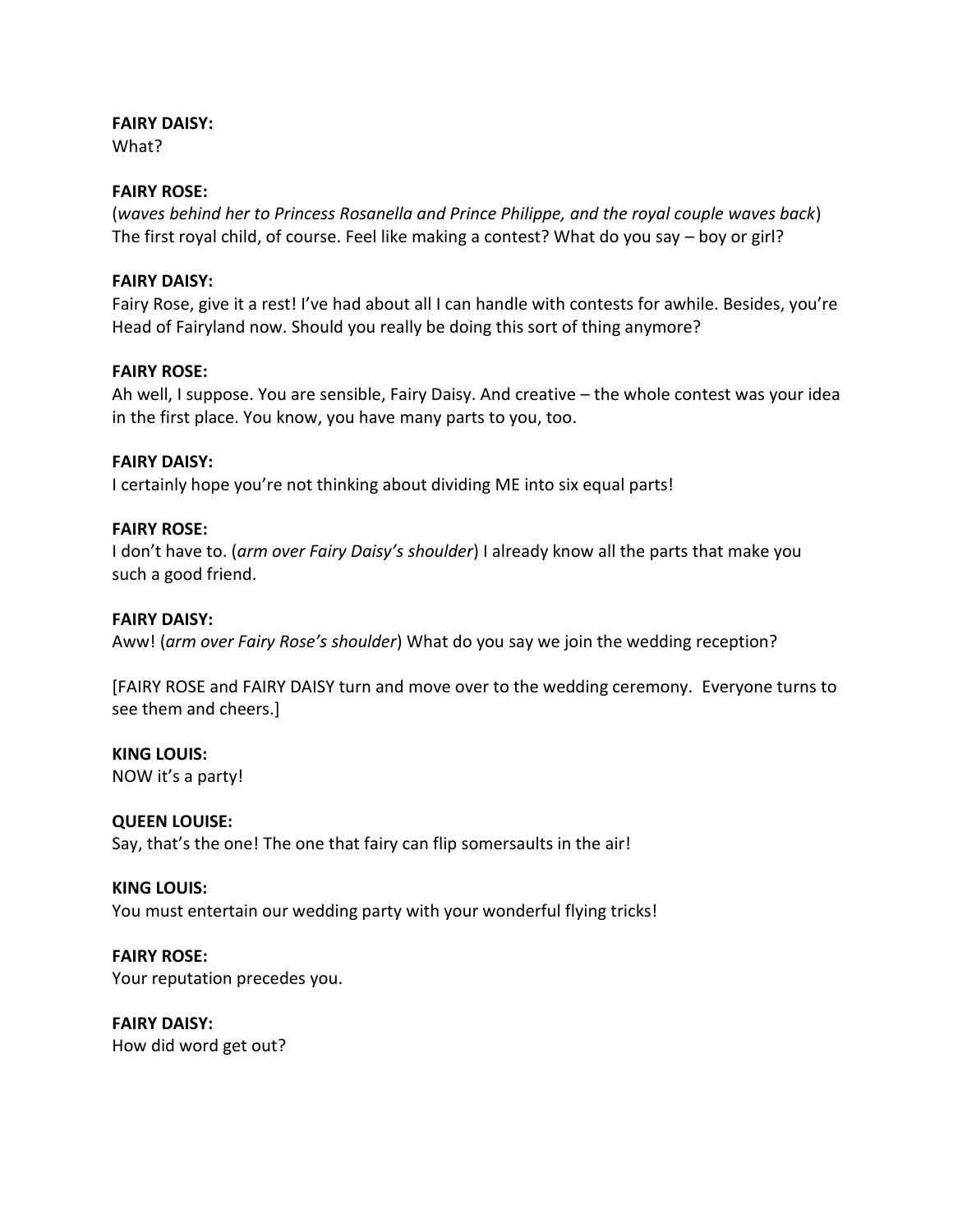**FAIRY DAISY:**
What?

**FAIRY ROSE:**
(*waves behind her to Princess Rosanella and Prince Philippe, and the royal couple waves back*) The first royal child, of course. Feel like making a contest? What do you say – boy or girl?

**FAIRY DAISY:**
Fairy Rose, give it a rest! I've had about all I can handle with contests for awhile. Besides, you're Head of Fairyland now. Should you really be doing this sort of thing anymore?

**FAIRY ROSE:**
Ah well, I suppose. You are sensible, Fairy Daisy. And creative – the whole contest was your idea in the first place. You know, you have many parts to you, too.

**FAIRY DAISY:**
I certainly hope you're not thinking about dividing ME into six equal parts!

**FAIRY ROSE:**
I don't have to. (*arm over Fairy Daisy's shoulder*) I already know all the parts that make you such a good friend.

**FAIRY DAISY:**
Aww! (*arm over Fairy Rose's shoulder*) What do you say we join the wedding reception?

[FAIRY ROSE and FAIRY DAISY turn and move over to the wedding ceremony. Everyone turns to see them and cheers.]

**KING LOUIS:**
NOW it's a party!

**QUEEN LOUISE:**
Say, that's the one! The one that fairy can flip somersaults in the air!

**KING LOUIS:**
You must entertain our wedding party with your wonderful flying tricks!

**FAIRY ROSE:**
Your reputation precedes you.

**FAIRY DAISY:**
How did word get out?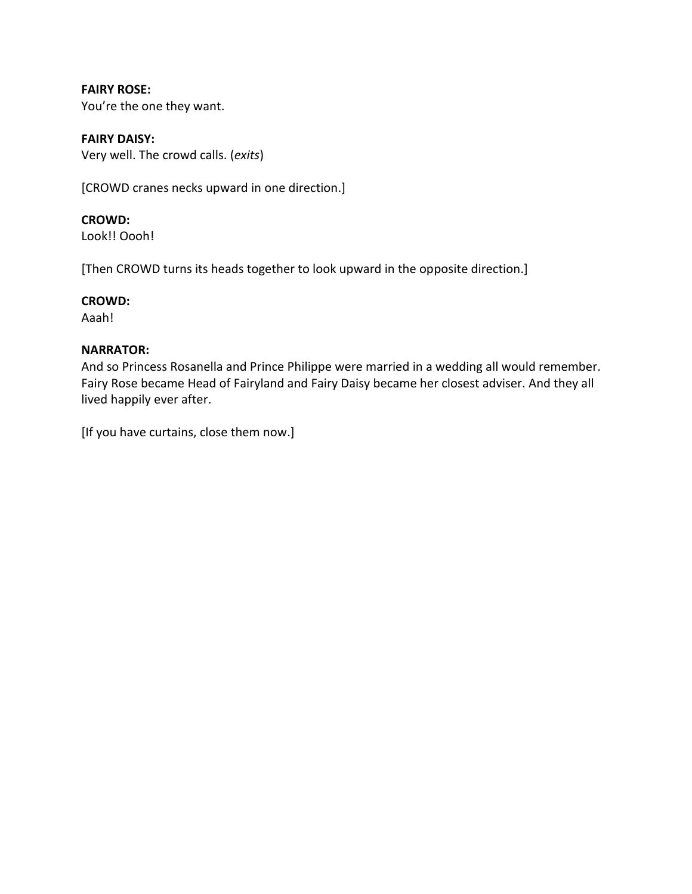**FAIRY ROSE:**
You’re the one they want.

**FAIRY DAISY:**
Very well. The crowd calls. (*exits*)

[CROWD cranes necks upward in one direction.]

**CROWD:**
Look!! Oooh!

[Then CROWD turns its heads together to look upward in the opposite direction.]

**CROWD:**
Aaah!

**NARRATOR:**
And so Princess Rosanella and Prince Philippe were married in a wedding all would remember. Fairy Rose became Head of Fairyland and Fairy Daisy became her closest adviser. And they all lived happily ever after.

[If you have curtains, close them now.]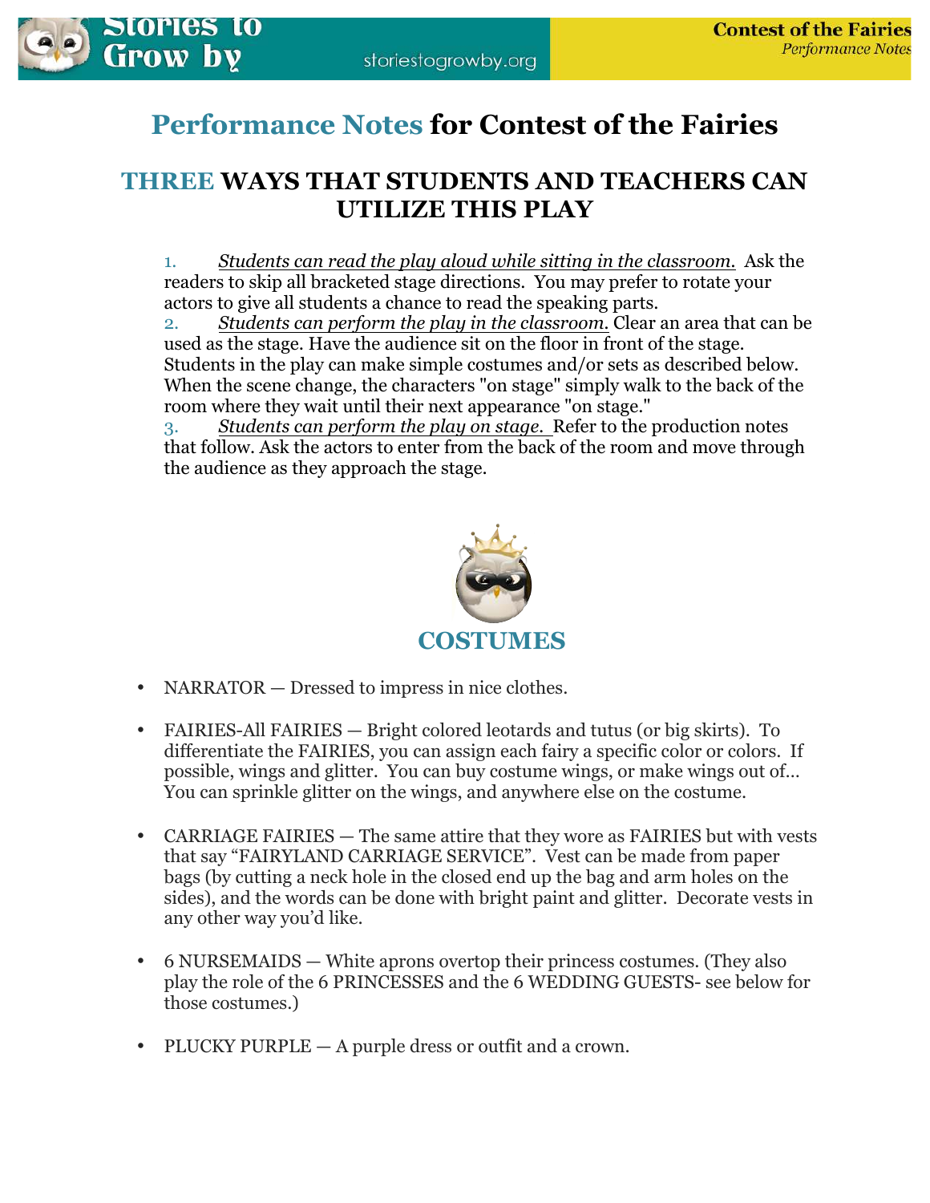# Performance Notes for Contest of the Fairies

## THREE WAYS THAT STUDENTS AND TEACHERS CAN UTILIZE THIS PLAY

1. *Students can read the play aloud while sitting in the classroom.* Ask the readers to skip all bracketed stage directions. You may prefer to rotate your actors to give all students a chance to read the speaking parts.
2. *Students can perform the play in the classroom.* Clear an area that can be used as the stage. Have the audience sit on the floor in front of the stage. Students in the play can make simple costumes and/or sets as described below. When the scene change, the characters "on stage" simply walk to the back of the room where they wait until their next appearance "on stage."
3. *Students can perform the play on stage.* Refer to the production notes that follow. Ask the actors to enter from the back of the room and move through the audience as they approach the stage.

## COSTUMES

- NARRATOR — Dressed to impress in nice clothes.
- FAIRIES-All FAIRIES — Bright colored leotards and tutus (or big skirts). To differentiate the FAIRIES, you can assign each fairy a specific color or colors. If possible, wings and glitter. You can buy costume wings, or make wings out of… You can sprinkle glitter on the wings, and anywhere else on the costume.
- CARRIAGE FAIRIES — The same attire that they wore as FAIRIES but with vests that say "FAIRYLAND CARRIAGE SERVICE". Vest can be made from paper bags (by cutting a neck hole in the closed end up the bag and arm holes on the sides), and the words can be done with bright paint and glitter. Decorate vests in any other way you'd like.
- 6 NURSEMAIDS — White aprons overtop their princess costumes. (They also play the role of the 6 PRINCESSES and the 6 WEDDING GUESTS- see below for those costumes.)
- PLUCKY PURPLE — A purple dress or outfit and a crown.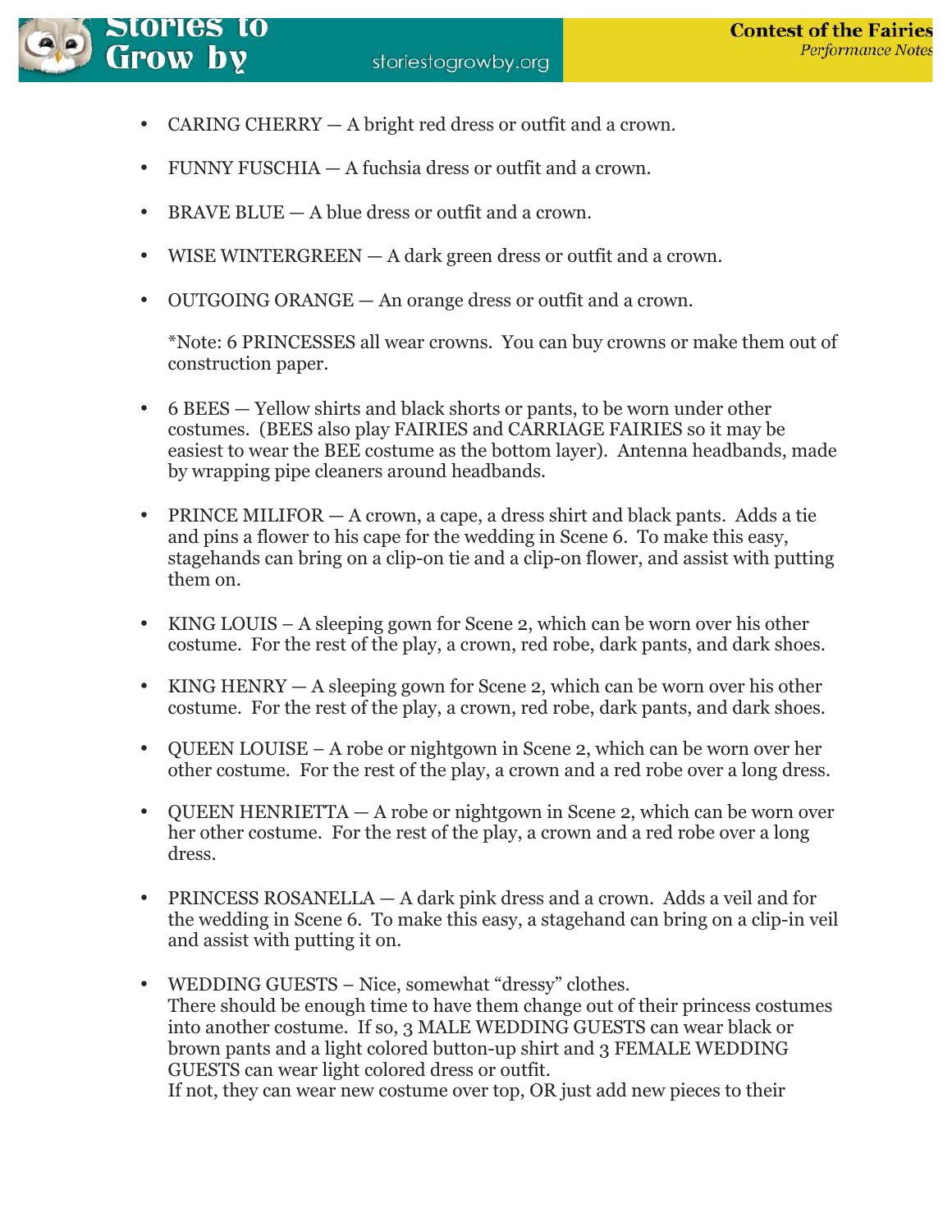- CARING CHERRY — A bright red dress or outfit and a crown.
- FUNNY FUSCHIA — A fuchsia dress or outfit and a crown.
- BRAVE BLUE — A blue dress or outfit and a crown.
- WISE WINTERGREEN — A dark green dress or outfit and a crown.
- OUTGOING ORANGE — An orange dress or outfit and a crown.

  *Note: 6 PRINCESSES all wear crowns. You can buy crowns or make them out of construction paper.

- 6 BEES — Yellow shirts and black shorts or pants, to be worn under other costumes. (BEES also play FAIRIES and CARRIAGE FAIRIES so it may be easiest to wear the BEE costume as the bottom layer). Antenna headbands, made by wrapping pipe cleaners around headbands.
- PRINCE MILIFOR — A crown, a cape, a dress shirt and black pants. Adds a tie and pins a flower to his cape for the wedding in Scene 6. To make this easy, stagehands can bring on a clip-on tie and a clip-on flower, and assist with putting them on.
- KING LOUIS – A sleeping gown for Scene 2, which can be worn over his other costume. For the rest of the play, a crown, red robe, dark pants, and dark shoes.
- KING HENRY — A sleeping gown for Scene 2, which can be worn over his other costume. For the rest of the play, a crown, red robe, dark pants, and dark shoes.
- QUEEN LOUISE – A robe or nightgown in Scene 2, which can be worn over her other costume. For the rest of the play, a crown and a red robe over a long dress.
- QUEEN HENRIETTA — A robe or nightgown in Scene 2, which can be worn over her other costume. For the rest of the play, a crown and a red robe over a long dress.
- PRINCESS ROSANELLA — A dark pink dress and a crown. Adds a veil and for the wedding in Scene 6. To make this easy, a stagehand can bring on a clip-in veil and assist with putting it on.
- WEDDING GUESTS – Nice, somewhat "dressy" clothes.
  There should be enough time to have them change out of their princess costumes into another costume. If so, 3 MALE WEDDING GUESTS can wear black or brown pants and a light colored button-up shirt and 3 FEMALE WEDDING GUESTS can wear light colored dress or outfit.
  If not, they can wear new costume over top, OR just add new pieces to their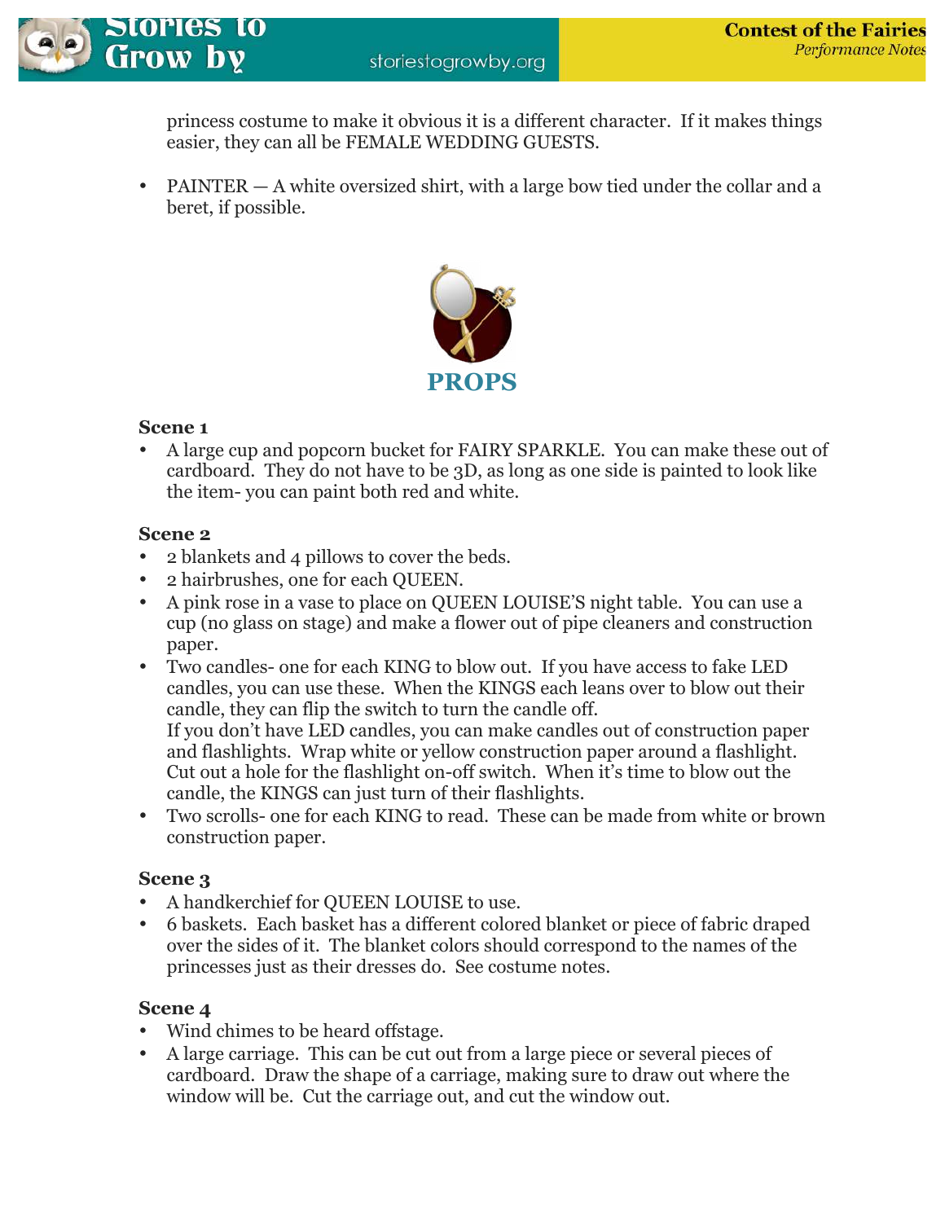princess costume to make it obvious it is a different character. If it makes things easier, they can all be FEMALE WEDDING GUESTS.

- PAINTER — A white oversized shirt, with a large bow tied under the collar and a beret, if possible.

## PROPS

### Scene 1

- A large cup and popcorn bucket for FAIRY SPARKLE. You can make these out of cardboard. They do not have to be 3D, as long as one side is painted to look like the item- you can paint both red and white.

### Scene 2

- 2 blankets and 4 pillows to cover the beds.
- 2 hairbrushes, one for each QUEEN.
- A pink rose in a vase to place on QUEEN LOUISE'S night table. You can use a cup (no glass on stage) and make a flower out of pipe cleaners and construction paper.
- Two candles- one for each KING to blow out. If you have access to fake LED candles, you can use these. When the KINGS each leans over to blow out their candle, they can flip the switch to turn the candle off.
  If you don't have LED candles, you can make candles out of construction paper and flashlights. Wrap white or yellow construction paper around a flashlight. Cut out a hole for the flashlight on-off switch. When it's time to blow out the candle, the KINGS can just turn of their flashlights.
- Two scrolls- one for each KING to read. These can be made from white or brown construction paper.

### Scene 3

- A handkerchief for QUEEN LOUISE to use.
- 6 baskets. Each basket has a different colored blanket or piece of fabric draped over the sides of it. The blanket colors should correspond to the names of the princesses just as their dresses do. See costume notes.

### Scene 4

- Wind chimes to be heard offstage.
- A large carriage. This can be cut out from a large piece or several pieces of cardboard. Draw the shape of a carriage, making sure to draw out where the window will be. Cut the carriage out, and cut the window out.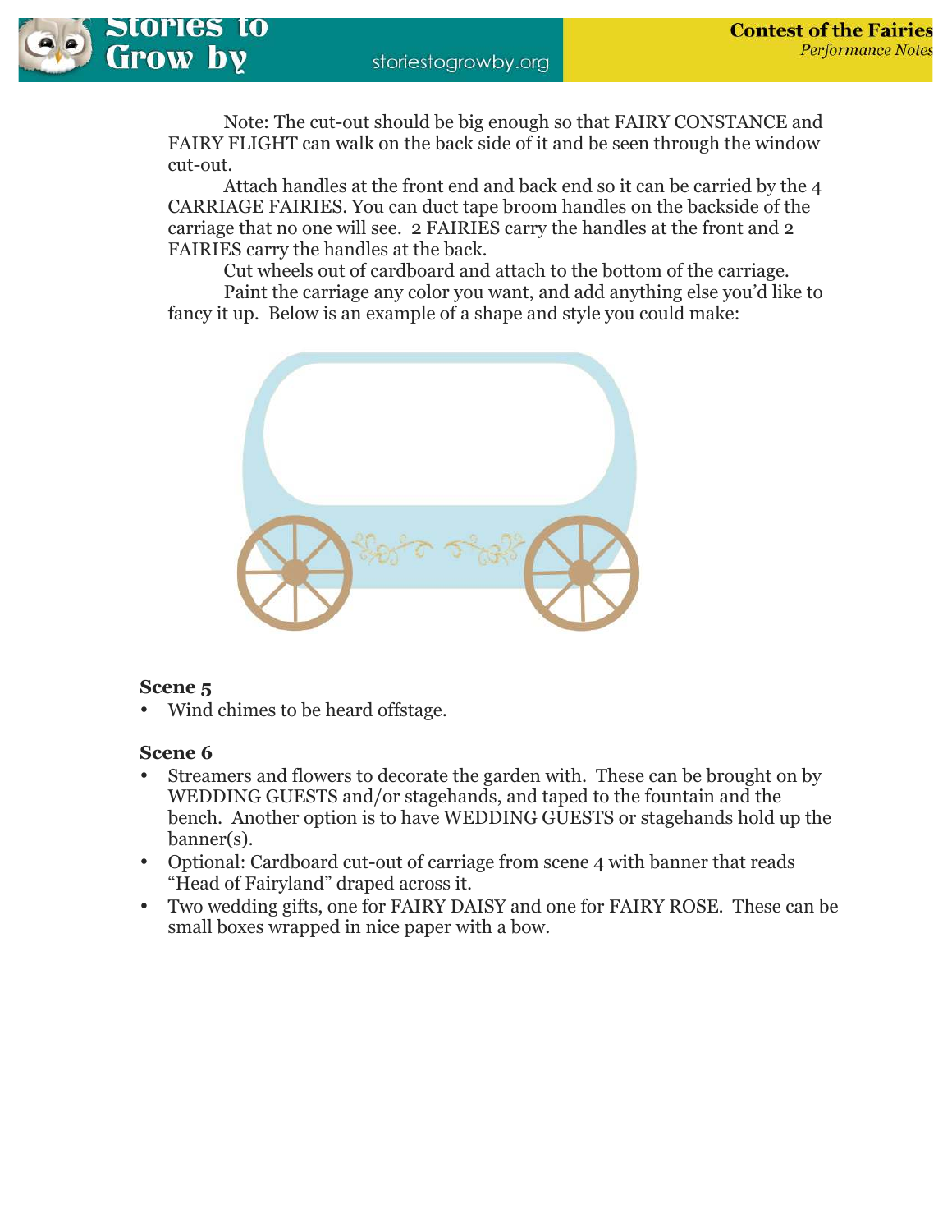Note: The cut-out should be big enough so that FAIRY CONSTANCE and FAIRY FLIGHT can walk on the back side of it and be seen through the window cut-out.

Attach handles at the front end and back end so it can be carried by the 4 CARRIAGE FAIRIES. You can duct tape broom handles on the backside of the carriage that no one will see. 2 FAIRIES carry the handles at the front and 2 FAIRIES carry the handles at the back.

Cut wheels out of cardboard and attach to the bottom of the carriage.

Paint the carriage any color you want, and add anything else you'd like to fancy it up. Below is an example of a shape and style you could make:

### Scene 5

- Wind chimes to be heard offstage.

### Scene 6

- Streamers and flowers to decorate the garden with. These can be brought on by WEDDING GUESTS and/or stagehands, and taped to the fountain and the bench. Another option is to have WEDDING GUESTS or stagehands hold up the banner(s).
- Optional: Cardboard cut-out of carriage from scene 4 with banner that reads "Head of Fairyland" draped across it.
- Two wedding gifts, one for FAIRY DAISY and one for FAIRY ROSE. These can be small boxes wrapped in nice paper with a bow.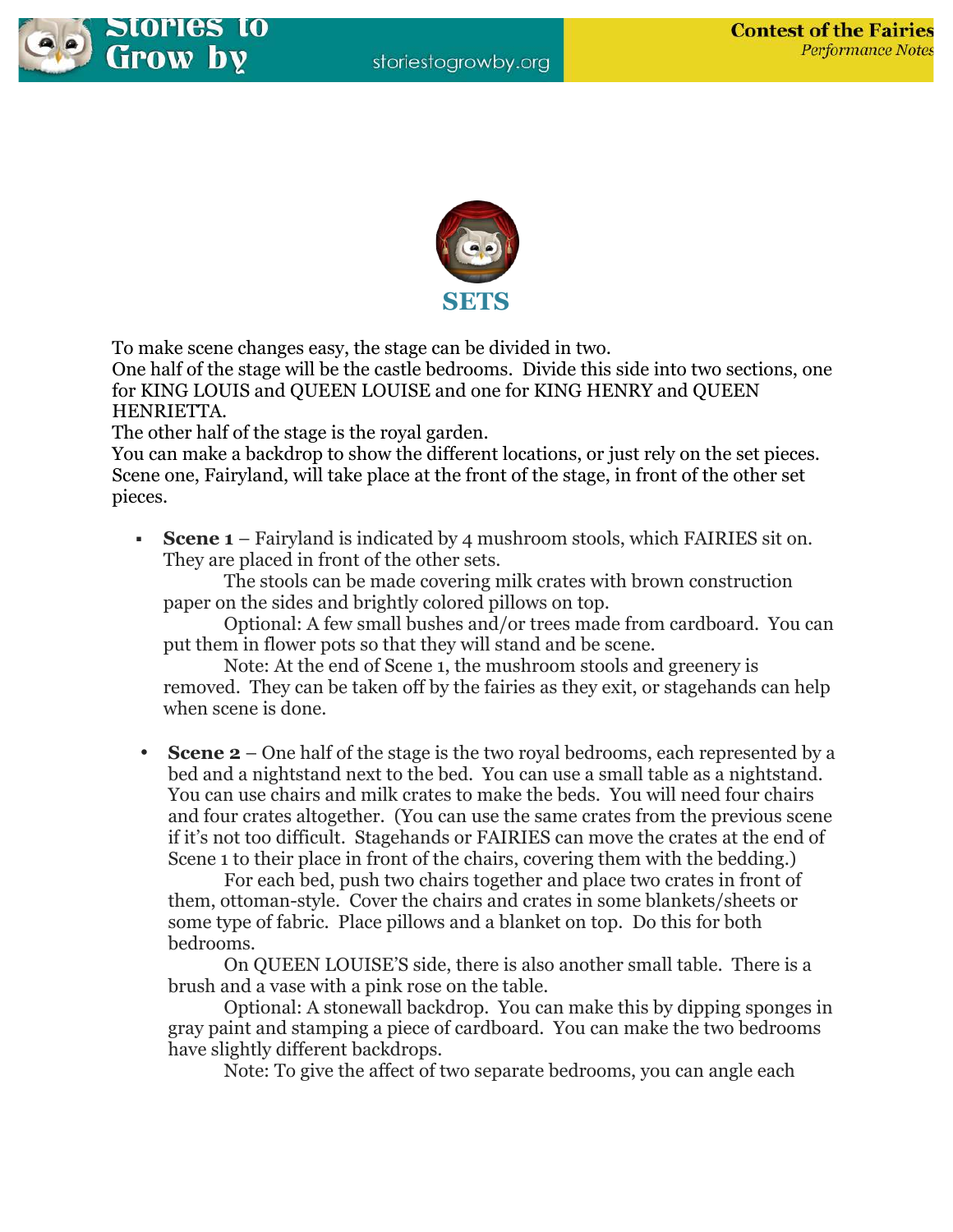## SETS

To make scene changes easy, the stage can be divided in two.
One half of the stage will be the castle bedrooms. Divide this side into two sections, one for KING LOUIS and QUEEN LOUISE and one for KING HENRY and QUEEN HENRIETTA.
The other half of the stage is the royal garden.
You can make a backdrop to show the different locations, or just rely on the set pieces.
Scene one, Fairyland, will take place at the front of the stage, in front of the other set pieces.

- **Scene 1** – Fairyland is indicated by 4 mushroom stools, which FAIRIES sit on. They are placed in front of the other sets.

  The stools can be made covering milk crates with brown construction paper on the sides and brightly colored pillows on top.

  Optional: A few small bushes and/or trees made from cardboard. You can put them in flower pots so that they will stand and be scene.

  Note: At the end of Scene 1, the mushroom stools and greenery is removed. They can be taken off by the fairies as they exit, or stagehands can help when scene is done.

- **Scene 2** – One half of the stage is the two royal bedrooms, each represented by a bed and a nightstand next to the bed. You can use a small table as a nightstand. You can use chairs and milk crates to make the beds. You will need four chairs and four crates altogether. (You can use the same crates from the previous scene if it's not too difficult. Stagehands or FAIRIES can move the crates at the end of Scene 1 to their place in front of the chairs, covering them with the bedding.)

  For each bed, push two chairs together and place two crates in front of them, ottoman-style. Cover the chairs and crates in some blankets/sheets or some type of fabric. Place pillows and a blanket on top. Do this for both bedrooms.

  On QUEEN LOUISE'S side, there is also another small table. There is a brush and a vase with a pink rose on the table.

  Optional: A stonewall backdrop. You can make this by dipping sponges in gray paint and stamping a piece of cardboard. You can make the two bedrooms have slightly different backdrops.

  Note: To give the affect of two separate bedrooms, you can angle each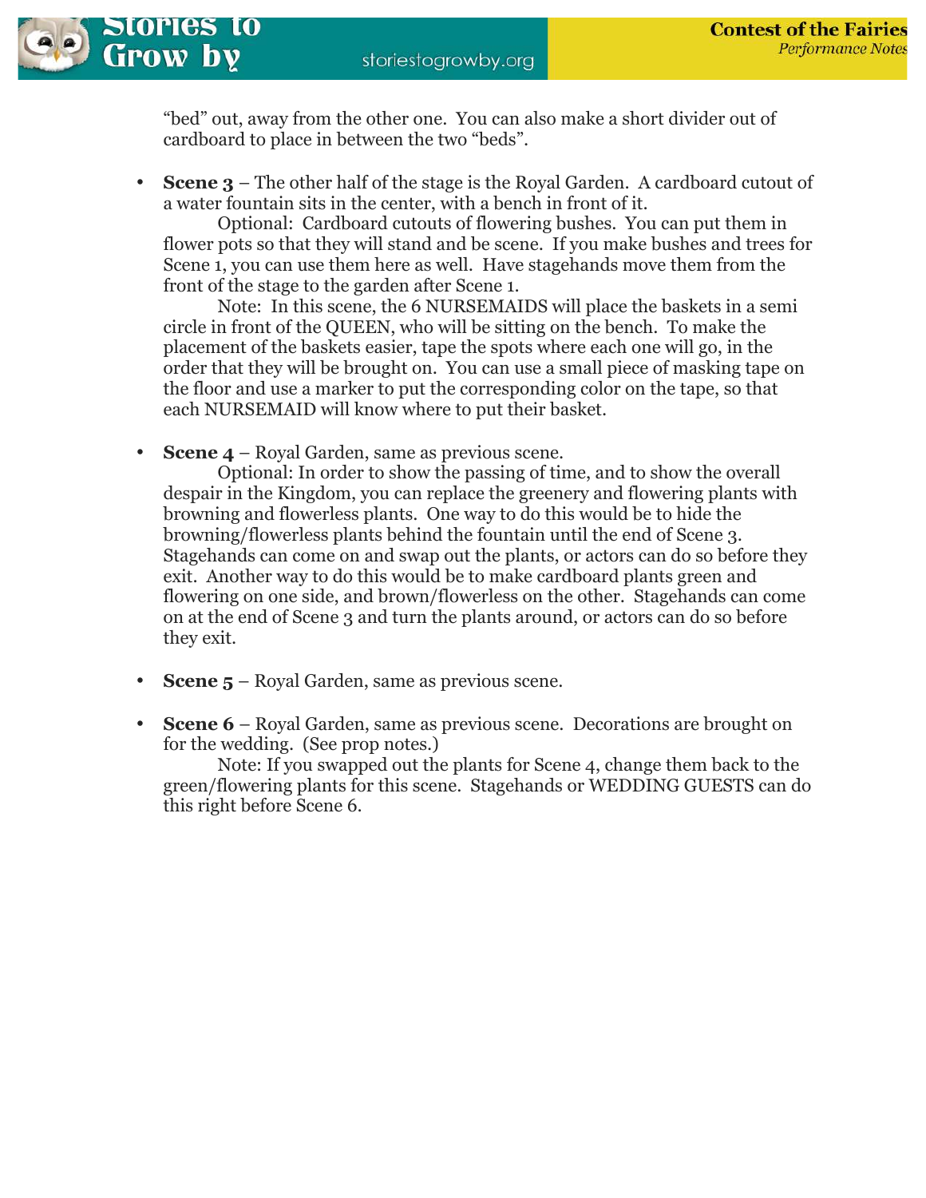"bed" out, away from the other one. You can also make a short divider out of cardboard to place in between the two "beds".

- **Scene 3** – The other half of the stage is the Royal Garden. A cardboard cutout of a water fountain sits in the center, with a bench in front of it.
  Optional: Cardboard cutouts of flowering bushes. You can put them in flower pots so that they will stand and be scene. If you make bushes and trees for Scene 1, you can use them here as well. Have stagehands move them from the front of the stage to the garden after Scene 1.
  Note: In this scene, the 6 NURSEMAIDS will place the baskets in a semi circle in front of the QUEEN, who will be sitting on the bench. To make the placement of the baskets easier, tape the spots where each one will go, in the order that they will be brought on. You can use a small piece of masking tape on the floor and use a marker to put the corresponding color on the tape, so that each NURSEMAID will know where to put their basket.

- **Scene 4** – Royal Garden, same as previous scene.
  Optional: In order to show the passing of time, and to show the overall despair in the Kingdom, you can replace the greenery and flowering plants with browning and flowerless plants. One way to do this would be to hide the browning/flowerless plants behind the fountain until the end of Scene 3. Stagehands can come on and swap out the plants, or actors can do so before they exit. Another way to do this would be to make cardboard plants green and flowering on one side, and brown/flowerless on the other. Stagehands can come on at the end of Scene 3 and turn the plants around, or actors can do so before they exit.

- **Scene 5** – Royal Garden, same as previous scene.

- **Scene 6** – Royal Garden, same as previous scene. Decorations are brought on for the wedding. (See prop notes.)
  Note: If you swapped out the plants for Scene 4, change them back to the green/flowering plants for this scene. Stagehands or WEDDING GUESTS can do this right before Scene 6.